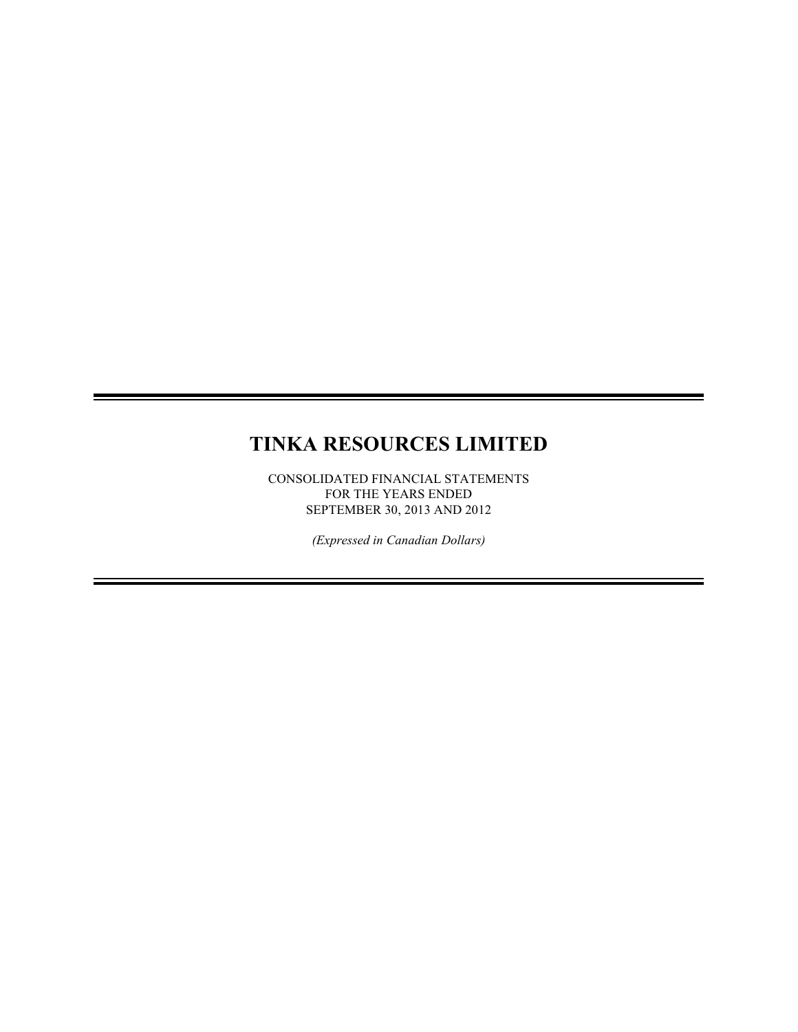# TINKA RESOURCES LIMITED

CONSOLIDATED FINANCIAL STATEMENTS
FOR THE YEARS ENDED
SEPTEMBER 30, 2013 AND 2012

*(Expressed in Canadian Dollars)*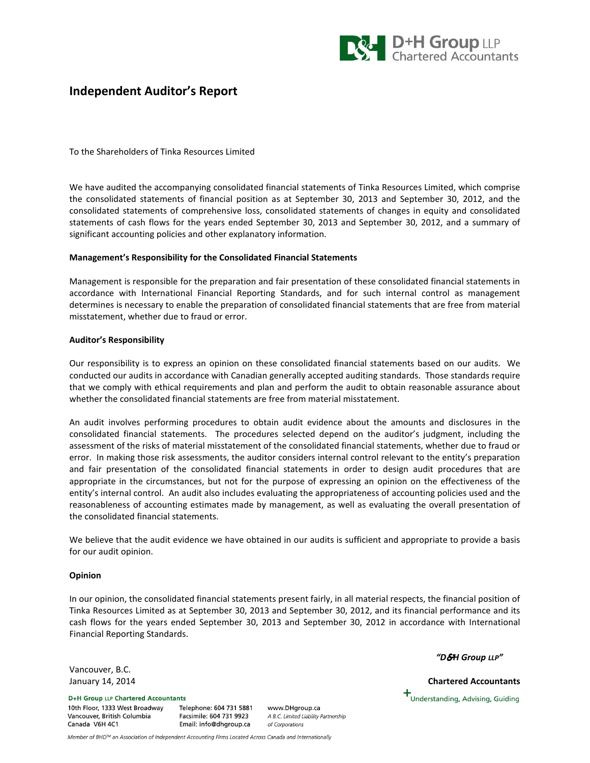D+H Group LLP
Chartered Accountants

# Independent Auditor's Report

To the Shareholders of Tinka Resources Limited

We have audited the accompanying consolidated financial statements of Tinka Resources Limited, which comprise the consolidated statements of financial position as at September 30, 2013 and September 30, 2012, and the consolidated statements of comprehensive loss, consolidated statements of changes in equity and consolidated statements of cash flows for the years ended September 30, 2013 and September 30, 2012, and a summary of significant accounting policies and other explanatory information.

**Management's Responsibility for the Consolidated Financial Statements**

Management is responsible for the preparation and fair presentation of these consolidated financial statements in accordance with International Financial Reporting Standards, and for such internal control as management determines is necessary to enable the preparation of consolidated financial statements that are free from material misstatement, whether due to fraud or error.

**Auditor's Responsibility**

Our responsibility is to express an opinion on these consolidated financial statements based on our audits. We conducted our audits in accordance with Canadian generally accepted auditing standards. Those standards require that we comply with ethical requirements and plan and perform the audit to obtain reasonable assurance about whether the consolidated financial statements are free from material misstatement.

An audit involves performing procedures to obtain audit evidence about the amounts and disclosures in the consolidated financial statements. The procedures selected depend on the auditor's judgment, including the assessment of the risks of material misstatement of the consolidated financial statements, whether due to fraud or error. In making those risk assessments, the auditor considers internal control relevant to the entity's preparation and fair presentation of the consolidated financial statements in order to design audit procedures that are appropriate in the circumstances, but not for the purpose of expressing an opinion on the effectiveness of the entity's internal control. An audit also includes evaluating the appropriateness of accounting policies used and the reasonableness of accounting estimates made by management, as well as evaluating the overall presentation of the consolidated financial statements.

We believe that the audit evidence we have obtained in our audits is sufficient and appropriate to provide a basis for our audit opinion.

**Opinion**

In our opinion, the consolidated financial statements present fairly, in all material respects, the financial position of Tinka Resources Limited as at September 30, 2013 and September 30, 2012, and its financial performance and its cash flows for the years ended September 30, 2013 and September 30, 2012 in accordance with International Financial Reporting Standards.

***"D&H Group LLP"***

**Chartered Accountants**

Vancouver, B.C.
January 14, 2014

**D+H Group LLP Chartered Accountants**
10th Floor, 1333 West Broadway
Vancouver, British Columbia
Canada V6H 4C1

Telephone: 604 731 5881
Facsimile: 604 731 9923
Email: info@dhgroup.ca

www.DHgroup.ca
*A B.C. Limited Liability Partnership of Corporations*

+Understanding, Advising, Guiding

*Member of BHD™ an Association of Independent Accounting Firms Located Across Canada and Internationally*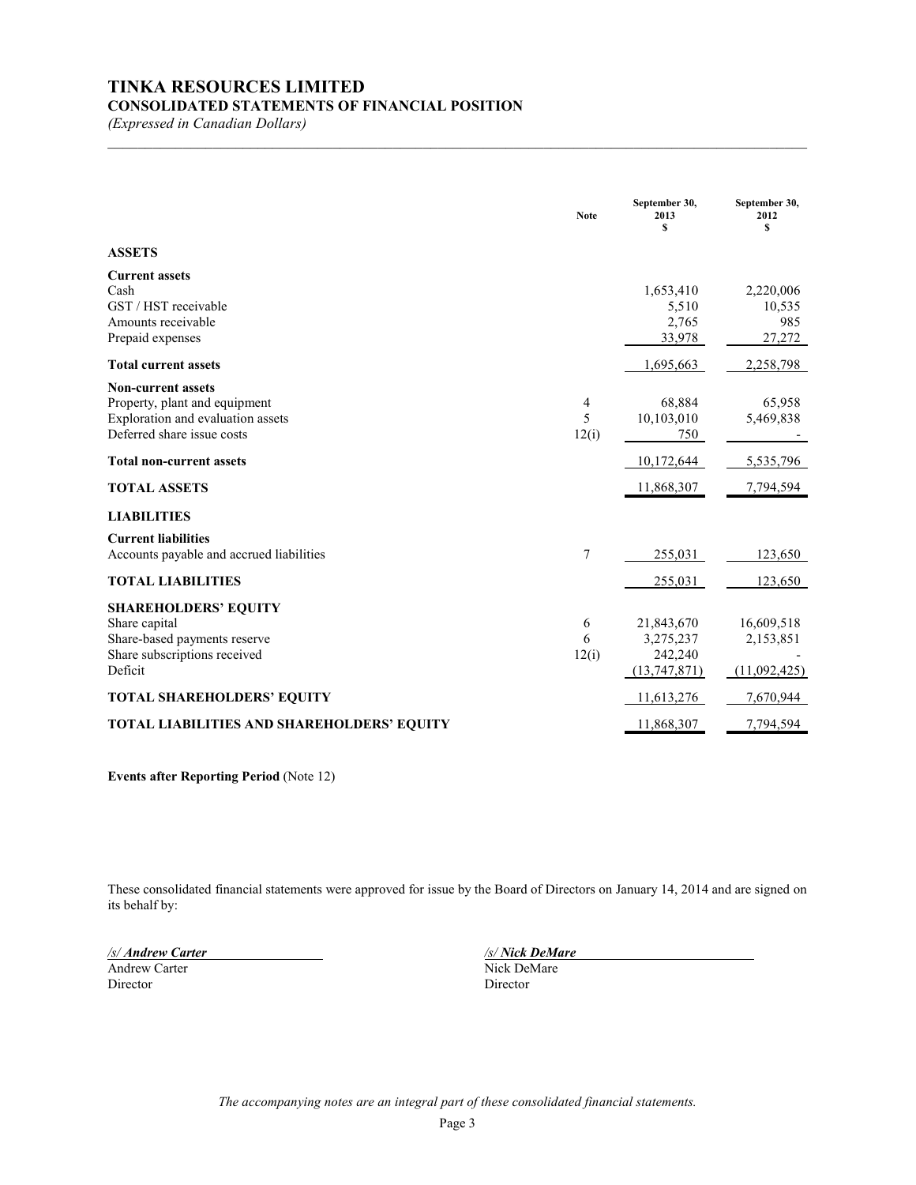# TINKA RESOURCES LIMITED

## CONSOLIDATED STATEMENTS OF FINANCIAL POSITION

*(Expressed in Canadian Dollars)*

| | Note | September 30, 2013 $ | September 30, 2012 $ |
|---|---|---|---|
| **ASSETS** | | | |
| **Current assets** | | | |
| Cash | | 1,653,410 | 2,220,006 |
| GST / HST receivable | | 5,510 | 10,535 |
| Amounts receivable | | 2,765 | 985 |
| Prepaid expenses | | 33,978 | 27,272 |
| **Total current assets** | | 1,695,663 | 2,258,798 |
| **Non-current assets** | | | |
| Property, plant and equipment | 4 | 68,884 | 65,958 |
| Exploration and evaluation assets | 5 | 10,103,010 | 5,469,838 |
| Deferred share issue costs | 12(i) | 750 | - |
| **Total non-current assets** | | 10,172,644 | 5,535,796 |
| **TOTAL ASSETS** | | 11,868,307 | 7,794,594 |
| **LIABILITIES** | | | |
| **Current liabilities** | | | |
| Accounts payable and accrued liabilities | 7 | 255,031 | 123,650 |
| **TOTAL LIABILITIES** | | 255,031 | 123,650 |
| **SHAREHOLDERS' EQUITY** | | | |
| Share capital | 6 | 21,843,670 | 16,609,518 |
| Share-based payments reserve | 6 | 3,275,237 | 2,153,851 |
| Share subscriptions received | 12(i) | 242,240 | - |
| Deficit | | (13,747,871) | (11,092,425) |
| **TOTAL SHAREHOLDERS' EQUITY** | | 11,613,276 | 7,670,944 |
| **TOTAL LIABILITIES AND SHAREHOLDERS' EQUITY** | | 11,868,307 | 7,794,594 |

**Events after Reporting Period** (Note 12)

These consolidated financial statements were approved for issue by the Board of Directors on January 14, 2014 and are signed on its behalf by:

*/s/ Andrew Carter*
Andrew Carter
Director

*/s/ Nick DeMare*
Nick DeMare
Director

*The accompanying notes are an integral part of these consolidated financial statements.*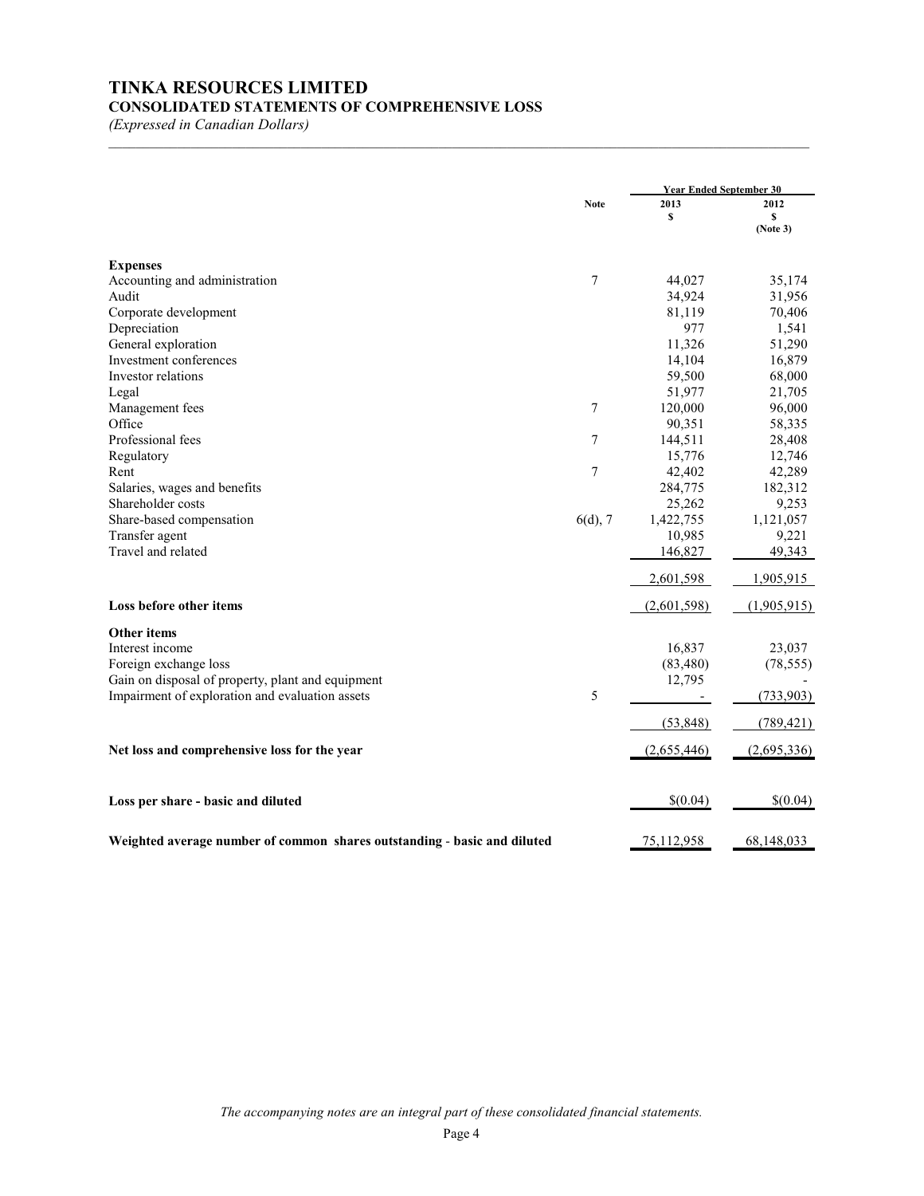# TINKA RESOURCES LIMITED

## CONSOLIDATED STATEMENTS OF COMPREHENSIVE LOSS

*(Expressed in Canadian Dollars)*

| | Note | Year Ended September 30 | |
|---|---|---|---|
| | | 2013<br>$ | 2012<br>$<br>(Note 3) |
| **Expenses** | | | |
| Accounting and administration | 7 | 44,027 | 35,174 |
| Audit | | 34,924 | 31,956 |
| Corporate development | | 81,119 | 70,406 |
| Depreciation | | 977 | 1,541 |
| General exploration | | 11,326 | 51,290 |
| Investment conferences | | 14,104 | 16,879 |
| Investor relations | | 59,500 | 68,000 |
| Legal | | 51,977 | 21,705 |
| Management fees | 7 | 120,000 | 96,000 |
| Office | | 90,351 | 58,335 |
| Professional fees | 7 | 144,511 | 28,408 |
| Regulatory | | 15,776 | 12,746 |
| Rent | 7 | 42,402 | 42,289 |
| Salaries, wages and benefits | | 284,775 | 182,312 |
| Shareholder costs | | 25,262 | 9,253 |
| Share-based compensation | 6(d), 7 | 1,422,755 | 1,121,057 |
| Transfer agent | | 10,985 | 9,221 |
| Travel and related | | 146,827 | 49,343 |
| | | 2,601,598 | 1,905,915 |
| **Loss before other items** | | (2,601,598) | (1,905,915) |
| **Other items** | | | |
| Interest income | | 16,837 | 23,037 |
| Foreign exchange loss | | (83,480) | (78,555) |
| Gain on disposal of property, plant and equipment | | 12,795 | - |
| Impairment of exploration and evaluation assets | 5 | - | (733,903) |
| | | (53,848) | (789,421) |
| **Net loss and comprehensive loss for the year** | | (2,655,446) | (2,695,336) |
| **Loss per share - basic and diluted** | | $(0.04) | $(0.04) |
| **Weighted average number of common shares outstanding - basic and diluted** | | 75,112,958 | 68,148,033 |

*The accompanying notes are an integral part of these consolidated financial statements.*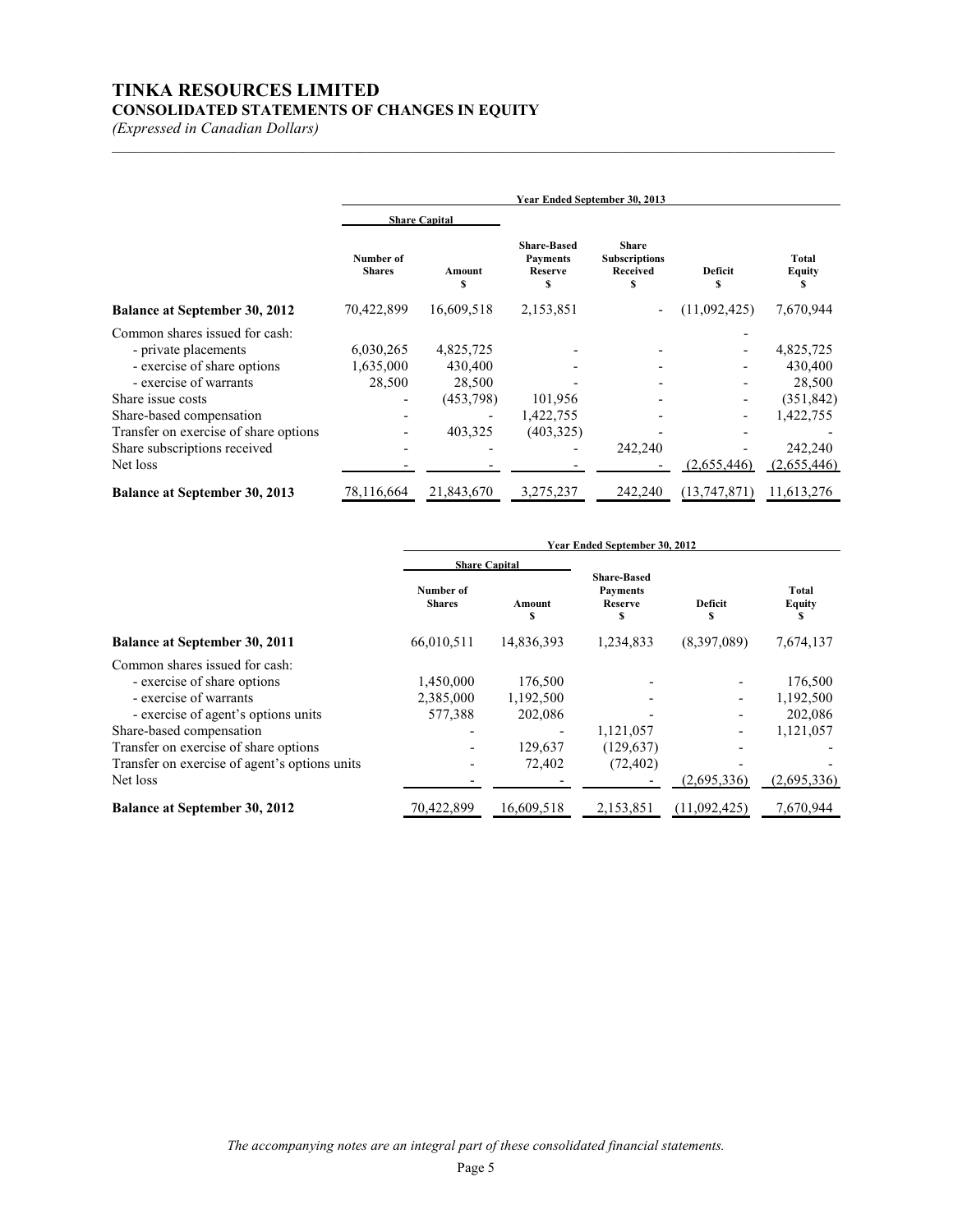# TINKA RESOURCES LIMITED

## CONSOLIDATED STATEMENTS OF CHANGES IN EQUITY

*(Expressed in Canadian Dollars)*

| | Year Ended September 30, 2013 | | | | | |
|---|---|---|---|---|---|---|
| | Share Capital | | | | | |
| | Number of Shares | Amount $ | Share-Based Payments Reserve $ | Share Subscriptions Received $ | Deficit $ | Total Equity $ |
| **Balance at September 30, 2012** | 70,422,899 | 16,609,518 | 2,153,851 | - | (11,092,425) | 7,670,944 |
| Common shares issued for cash: | | | | | - | |
| - private placements | 6,030,265 | 4,825,725 | - | - | - | 4,825,725 |
| - exercise of share options | 1,635,000 | 430,400 | - | - | - | 430,400 |
| - exercise of warrants | 28,500 | 28,500 | - | - | - | 28,500 |
| Share issue costs | - | (453,798) | 101,956 | - | - | (351,842) |
| Share-based compensation | - | - | 1,422,755 | - | - | 1,422,755 |
| Transfer on exercise of share options | - | 403,325 | (403,325) | - | - | - |
| Share subscriptions received | - | - | - | 242,240 | - | 242,240 |
| Net loss | - | - | - | - | (2,655,446) | (2,655,446) |
| **Balance at September 30, 2013** | 78,116,664 | 21,843,670 | 3,275,237 | 242,240 | (13,747,871) | 11,613,276 |

| | Year Ended September 30, 2012 | | | | |
|---|---|---|---|---|---|
| | Share Capital | | | | |
| | Number of Shares | Amount $ | Share-Based Payments Reserve $ | Deficit $ | Total Equity $ |
| **Balance at September 30, 2011** | 66,010,511 | 14,836,393 | 1,234,833 | (8,397,089) | 7,674,137 |
| Common shares issued for cash: | | | | | |
| - exercise of share options | 1,450,000 | 176,500 | - | - | 176,500 |
| - exercise of warrants | 2,385,000 | 1,192,500 | - | - | 1,192,500 |
| - exercise of agent's options units | 577,388 | 202,086 | - | - | 202,086 |
| Share-based compensation | - | - | 1,121,057 | - | 1,121,057 |
| Transfer on exercise of share options | - | 129,637 | (129,637) | - | - |
| Transfer on exercise of agent's options units | - | 72,402 | (72,402) | - | - |
| Net loss | - | - | - | (2,695,336) | (2,695,336) |
| **Balance at September 30, 2012** | 70,422,899 | 16,609,518 | 2,153,851 | (11,092,425) | 7,670,944 |

*The accompanying notes are an integral part of these consolidated financial statements.*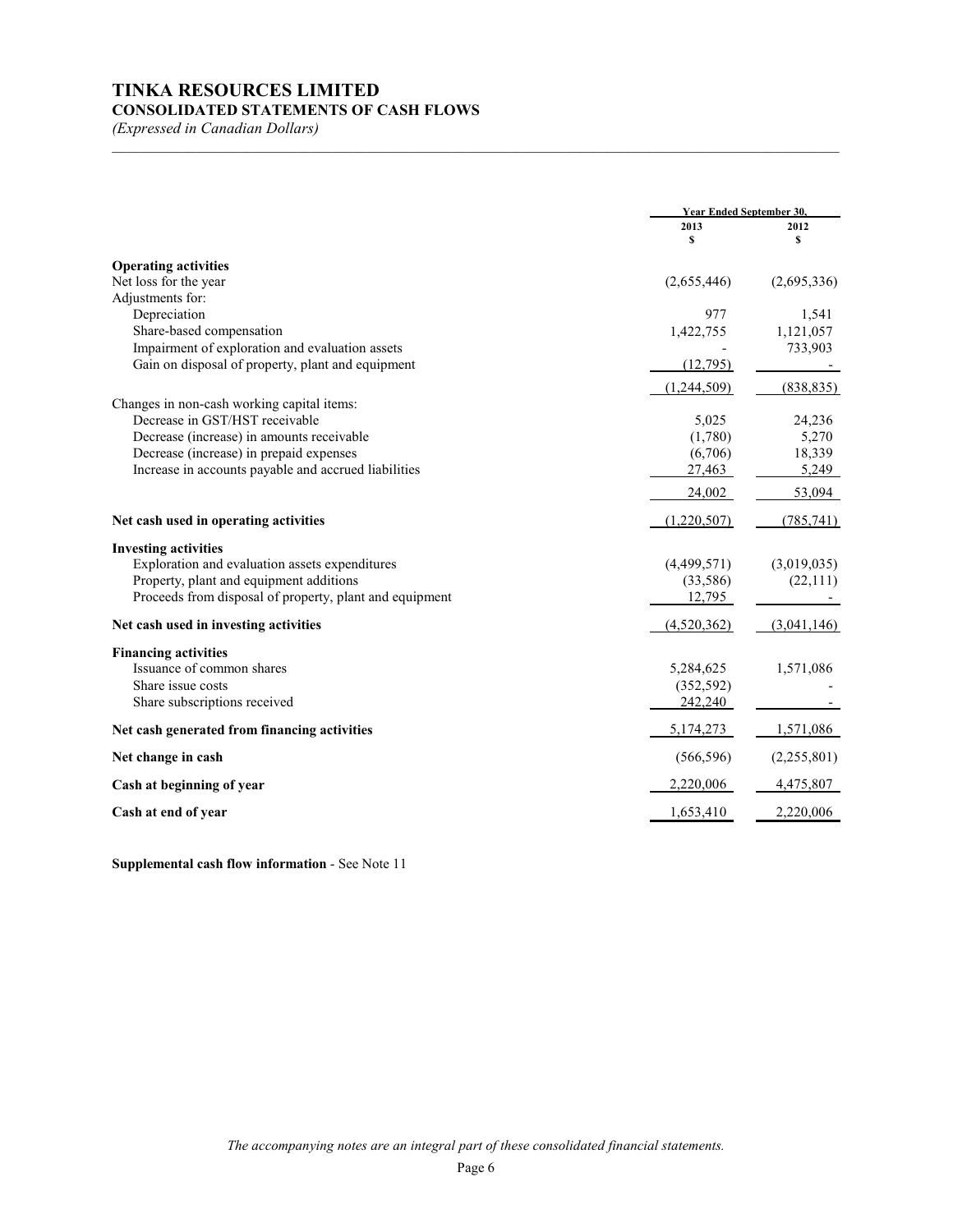# TINKA RESOURCES LIMITED

## CONSOLIDATED STATEMENTS OF CASH FLOWS

*(Expressed in Canadian Dollars)*

| | Year Ended September 30, | |
|---|---|---|
| | 2013 | 2012 |
| | $ | $ |
| **Operating activities** | | |
| Net loss for the year | (2,655,446) | (2,695,336) |
| Adjustments for: | | |
| Depreciation | 977 | 1,541 |
| Share-based compensation | 1,422,755 | 1,121,057 |
| Impairment of exploration and evaluation assets | - | 733,903 |
| Gain on disposal of property, plant and equipment | (12,795) | - |
| | (1,244,509) | (838,835) |
| Changes in non-cash working capital items: | | |
| Decrease in GST/HST receivable | 5,025 | 24,236 |
| Decrease (increase) in amounts receivable | (1,780) | 5,270 |
| Decrease (increase) in prepaid expenses | (6,706) | 18,339 |
| Increase in accounts payable and accrued liabilities | 27,463 | 5,249 |
| | 24,002 | 53,094 |
| **Net cash used in operating activities** | (1,220,507) | (785,741) |
| **Investing activities** | | |
| Exploration and evaluation assets expenditures | (4,499,571) | (3,019,035) |
| Property, plant and equipment additions | (33,586) | (22,111) |
| Proceeds from disposal of property, plant and equipment | 12,795 | - |
| **Net cash used in investing activities** | (4,520,362) | (3,041,146) |
| **Financing activities** | | |
| Issuance of common shares | 5,284,625 | 1,571,086 |
| Share issue costs | (352,592) | - |
| Share subscriptions received | 242,240 | - |
| **Net cash generated from financing activities** | 5,174,273 | 1,571,086 |
| **Net change in cash** | (566,596) | (2,255,801) |
| **Cash at beginning of year** | 2,220,006 | 4,475,807 |
| **Cash at end of year** | 1,653,410 | 2,220,006 |

**Supplemental cash flow information** - See Note 11

*The accompanying notes are an integral part of these consolidated financial statements.*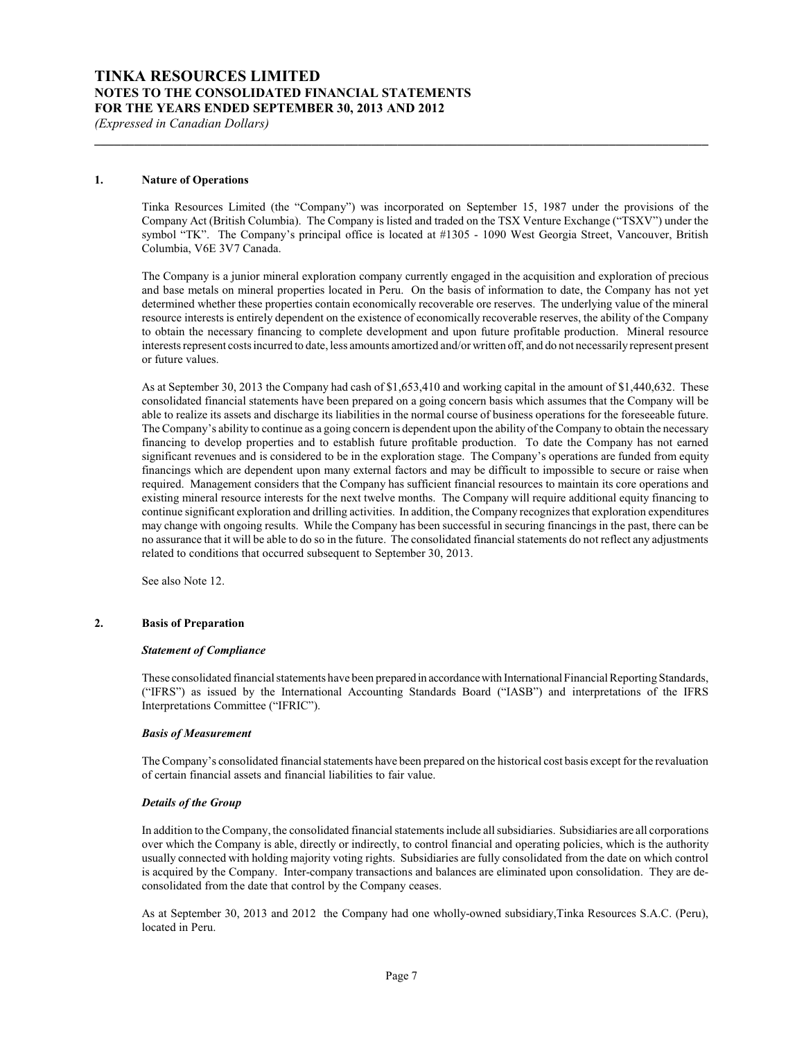# TINKA RESOURCES LIMITED
## NOTES TO THE CONSOLIDATED FINANCIAL STATEMENTS
## FOR THE YEARS ENDED SEPTEMBER 30, 2013 AND 2012
*(Expressed in Canadian Dollars)*

---

### 1. Nature of Operations

Tinka Resources Limited (the "Company") was incorporated on September 15, 1987 under the provisions of the Company Act (British Columbia). The Company is listed and traded on the TSX Venture Exchange ("TSXV") under the symbol "TK". The Company's principal office is located at #1305 - 1090 West Georgia Street, Vancouver, British Columbia, V6E 3V7 Canada.

The Company is a junior mineral exploration company currently engaged in the acquisition and exploration of precious and base metals on mineral properties located in Peru. On the basis of information to date, the Company has not yet determined whether these properties contain economically recoverable ore reserves. The underlying value of the mineral resource interests is entirely dependent on the existence of economically recoverable reserves, the ability of the Company to obtain the necessary financing to complete development and upon future profitable production. Mineral resource interests represent costs incurred to date, less amounts amortized and/or written off, and do not necessarily represent present or future values.

As at September 30, 2013 the Company had cash of $1,653,410 and working capital in the amount of $1,440,632. These consolidated financial statements have been prepared on a going concern basis which assumes that the Company will be able to realize its assets and discharge its liabilities in the normal course of business operations for the foreseeable future. The Company's ability to continue as a going concern is dependent upon the ability of the Company to obtain the necessary financing to develop properties and to establish future profitable production. To date the Company has not earned significant revenues and is considered to be in the exploration stage. The Company's operations are funded from equity financings which are dependent upon many external factors and may be difficult to impossible to secure or raise when required. Management considers that the Company has sufficient financial resources to maintain its core operations and existing mineral resource interests for the next twelve months. The Company will require additional equity financing to continue significant exploration and drilling activities. In addition, the Company recognizes that exploration expenditures may change with ongoing results. While the Company has been successful in securing financings in the past, there can be no assurance that it will be able to do so in the future. The consolidated financial statements do not reflect any adjustments related to conditions that occurred subsequent to September 30, 2013.

See also Note 12.

### 2. Basis of Preparation

***Statement of Compliance***

These consolidated financial statements have been prepared in accordance with International Financial Reporting Standards, ("IFRS") as issued by the International Accounting Standards Board ("IASB") and interpretations of the IFRS Interpretations Committee ("IFRIC").

***Basis of Measurement***

The Company's consolidated financial statements have been prepared on the historical cost basis except for the revaluation of certain financial assets and financial liabilities to fair value.

***Details of the Group***

In addition to the Company, the consolidated financial statements include all subsidiaries. Subsidiaries are all corporations over which the Company is able, directly or indirectly, to control financial and operating policies, which is the authority usually connected with holding majority voting rights. Subsidiaries are fully consolidated from the date on which control is acquired by the Company. Inter-company transactions and balances are eliminated upon consolidation. They are de-consolidated from the date that control by the Company ceases.

As at September 30, 2013 and 2012 the Company had one wholly-owned subsidiary,Tinka Resources S.A.C. (Peru), located in Peru.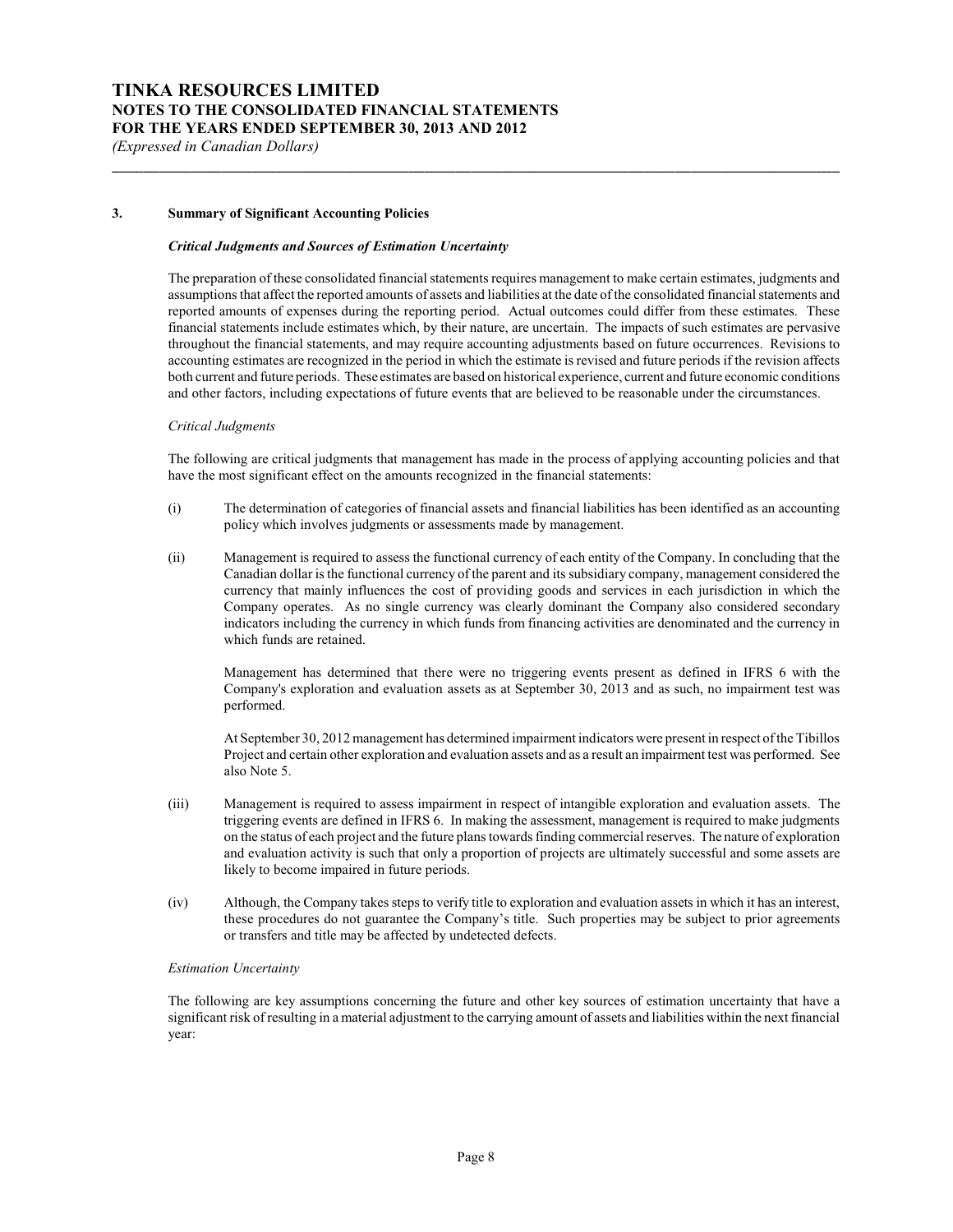## 3. Summary of Significant Accounting Policies

***Critical Judgments and Sources of Estimation Uncertainty***

The preparation of these consolidated financial statements requires management to make certain estimates, judgments and assumptions that affect the reported amounts of assets and liabilities at the date of the consolidated financial statements and reported amounts of expenses during the reporting period. Actual outcomes could differ from these estimates. These financial statements include estimates which, by their nature, are uncertain. The impacts of such estimates are pervasive throughout the financial statements, and may require accounting adjustments based on future occurrences. Revisions to accounting estimates are recognized in the period in which the estimate is revised and future periods if the revision affects both current and future periods. These estimates are based on historical experience, current and future economic conditions and other factors, including expectations of future events that are believed to be reasonable under the circumstances.

*Critical Judgments*

The following are critical judgments that management has made in the process of applying accounting policies and that have the most significant effect on the amounts recognized in the financial statements:

(i) The determination of categories of financial assets and financial liabilities has been identified as an accounting policy which involves judgments or assessments made by management.

(ii) Management is required to assess the functional currency of each entity of the Company. In concluding that the Canadian dollar is the functional currency of the parent and its subsidiary company, management considered the currency that mainly influences the cost of providing goods and services in each jurisdiction in which the Company operates. As no single currency was clearly dominant the Company also considered secondary indicators including the currency in which funds from financing activities are denominated and the currency in which funds are retained.

Management has determined that there were no triggering events present as defined in IFRS 6 with the Company's exploration and evaluation assets as at September 30, 2013 and as such, no impairment test was performed.

At September 30, 2012 management has determined impairment indicators were present in respect of the Tibillos Project and certain other exploration and evaluation assets and as a result an impairment test was performed. See also Note 5.

(iii) Management is required to assess impairment in respect of intangible exploration and evaluation assets. The triggering events are defined in IFRS 6. In making the assessment, management is required to make judgments on the status of each project and the future plans towards finding commercial reserves. The nature of exploration and evaluation activity is such that only a proportion of projects are ultimately successful and some assets are likely to become impaired in future periods.

(iv) Although, the Company takes steps to verify title to exploration and evaluation assets in which it has an interest, these procedures do not guarantee the Company's title. Such properties may be subject to prior agreements or transfers and title may be affected by undetected defects.

*Estimation Uncertainty*

The following are key assumptions concerning the future and other key sources of estimation uncertainty that have a significant risk of resulting in a material adjustment to the carrying amount of assets and liabilities within the next financial year: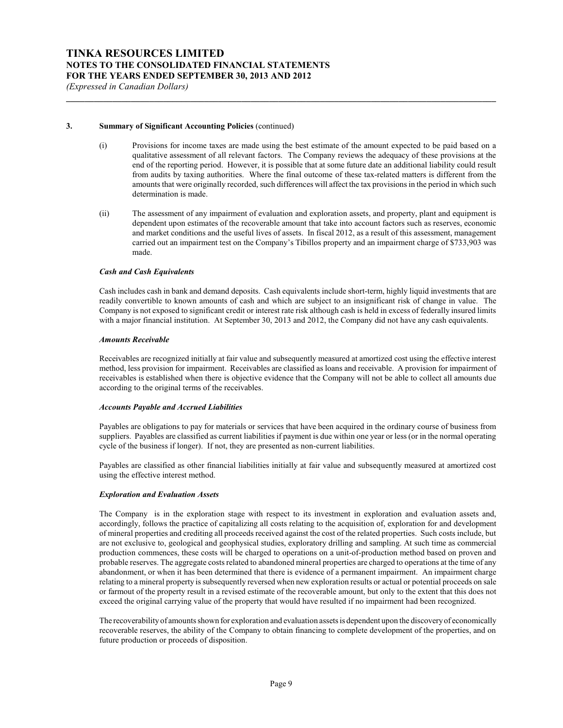### 3. Summary of Significant Accounting Policies (continued)

(i) Provisions for income taxes are made using the best estimate of the amount expected to be paid based on a qualitative assessment of all relevant factors. The Company reviews the adequacy of these provisions at the end of the reporting period. However, it is possible that at some future date an additional liability could result from audits by taxing authorities. Where the final outcome of these tax-related matters is different from the amounts that were originally recorded, such differences will affect the tax provisions in the period in which such determination is made.

(ii) The assessment of any impairment of evaluation and exploration assets, and property, plant and equipment is dependent upon estimates of the recoverable amount that take into account factors such as reserves, economic and market conditions and the useful lives of assets. In fiscal 2012, as a result of this assessment, management carried out an impairment test on the Company's Tibillos property and an impairment charge of $733,903 was made.

***Cash and Cash Equivalents***

Cash includes cash in bank and demand deposits. Cash equivalents include short-term, highly liquid investments that are readily convertible to known amounts of cash and which are subject to an insignificant risk of change in value. The Company is not exposed to significant credit or interest rate risk although cash is held in excess of federally insured limits with a major financial institution. At September 30, 2013 and 2012, the Company did not have any cash equivalents.

***Amounts Receivable***

Receivables are recognized initially at fair value and subsequently measured at amortized cost using the effective interest method, less provision for impairment. Receivables are classified as loans and receivable. A provision for impairment of receivables is established when there is objective evidence that the Company will not be able to collect all amounts due according to the original terms of the receivables.

***Accounts Payable and Accrued Liabilities***

Payables are obligations to pay for materials or services that have been acquired in the ordinary course of business from suppliers. Payables are classified as current liabilities if payment is due within one year or less (or in the normal operating cycle of the business if longer). If not, they are presented as non-current liabilities.

Payables are classified as other financial liabilities initially at fair value and subsequently measured at amortized cost using the effective interest method.

***Exploration and Evaluation Assets***

The Company is in the exploration stage with respect to its investment in exploration and evaluation assets and, accordingly, follows the practice of capitalizing all costs relating to the acquisition of, exploration for and development of mineral properties and crediting all proceeds received against the cost of the related properties. Such costs include, but are not exclusive to, geological and geophysical studies, exploratory drilling and sampling. At such time as commercial production commences, these costs will be charged to operations on a unit-of-production method based on proven and probable reserves. The aggregate costs related to abandoned mineral properties are charged to operations at the time of any abandonment, or when it has been determined that there is evidence of a permanent impairment. An impairment charge relating to a mineral property is subsequently reversed when new exploration results or actual or potential proceeds on sale or farmout of the property result in a revised estimate of the recoverable amount, but only to the extent that this does not exceed the original carrying value of the property that would have resulted if no impairment had been recognized.

The recoverability of amounts shown for exploration and evaluation assets is dependent upon the discovery of economically recoverable reserves, the ability of the Company to obtain financing to complete development of the properties, and on future production or proceeds of disposition.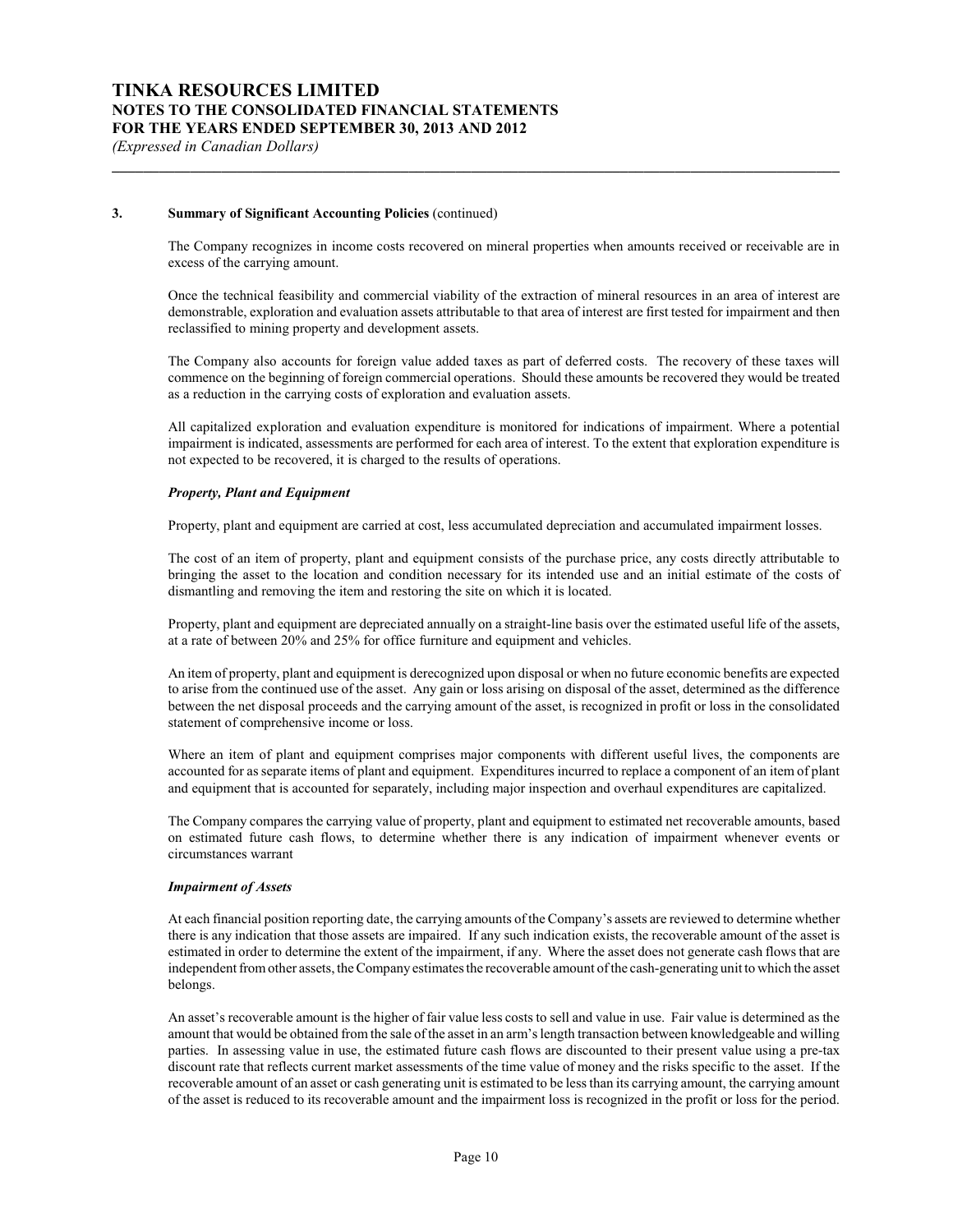## 3. Summary of Significant Accounting Policies (continued)

The Company recognizes in income costs recovered on mineral properties when amounts received or receivable are in excess of the carrying amount.

Once the technical feasibility and commercial viability of the extraction of mineral resources in an area of interest are demonstrable, exploration and evaluation assets attributable to that area of interest are first tested for impairment and then reclassified to mining property and development assets.

The Company also accounts for foreign value added taxes as part of deferred costs. The recovery of these taxes will commence on the beginning of foreign commercial operations. Should these amounts be recovered they would be treated as a reduction in the carrying costs of exploration and evaluation assets.

All capitalized exploration and evaluation expenditure is monitored for indications of impairment. Where a potential impairment is indicated, assessments are performed for each area of interest. To the extent that exploration expenditure is not expected to be recovered, it is charged to the results of operations.

### *Property, Plant and Equipment*

Property, plant and equipment are carried at cost, less accumulated depreciation and accumulated impairment losses.

The cost of an item of property, plant and equipment consists of the purchase price, any costs directly attributable to bringing the asset to the location and condition necessary for its intended use and an initial estimate of the costs of dismantling and removing the item and restoring the site on which it is located.

Property, plant and equipment are depreciated annually on a straight-line basis over the estimated useful life of the assets, at a rate of between 20% and 25% for office furniture and equipment and vehicles.

An item of property, plant and equipment is derecognized upon disposal or when no future economic benefits are expected to arise from the continued use of the asset. Any gain or loss arising on disposal of the asset, determined as the difference between the net disposal proceeds and the carrying amount of the asset, is recognized in profit or loss in the consolidated statement of comprehensive income or loss.

Where an item of plant and equipment comprises major components with different useful lives, the components are accounted for as separate items of plant and equipment. Expenditures incurred to replace a component of an item of plant and equipment that is accounted for separately, including major inspection and overhaul expenditures are capitalized.

The Company compares the carrying value of property, plant and equipment to estimated net recoverable amounts, based on estimated future cash flows, to determine whether there is any indication of impairment whenever events or circumstances warrant

### *Impairment of Assets*

At each financial position reporting date, the carrying amounts of the Company's assets are reviewed to determine whether there is any indication that those assets are impaired. If any such indication exists, the recoverable amount of the asset is estimated in order to determine the extent of the impairment, if any. Where the asset does not generate cash flows that are independent from other assets, the Company estimates the recoverable amount of the cash-generating unit to which the asset belongs.

An asset's recoverable amount is the higher of fair value less costs to sell and value in use. Fair value is determined as the amount that would be obtained from the sale of the asset in an arm's length transaction between knowledgeable and willing parties. In assessing value in use, the estimated future cash flows are discounted to their present value using a pre-tax discount rate that reflects current market assessments of the time value of money and the risks specific to the asset. If the recoverable amount of an asset or cash generating unit is estimated to be less than its carrying amount, the carrying amount of the asset is reduced to its recoverable amount and the impairment loss is recognized in the profit or loss for the period.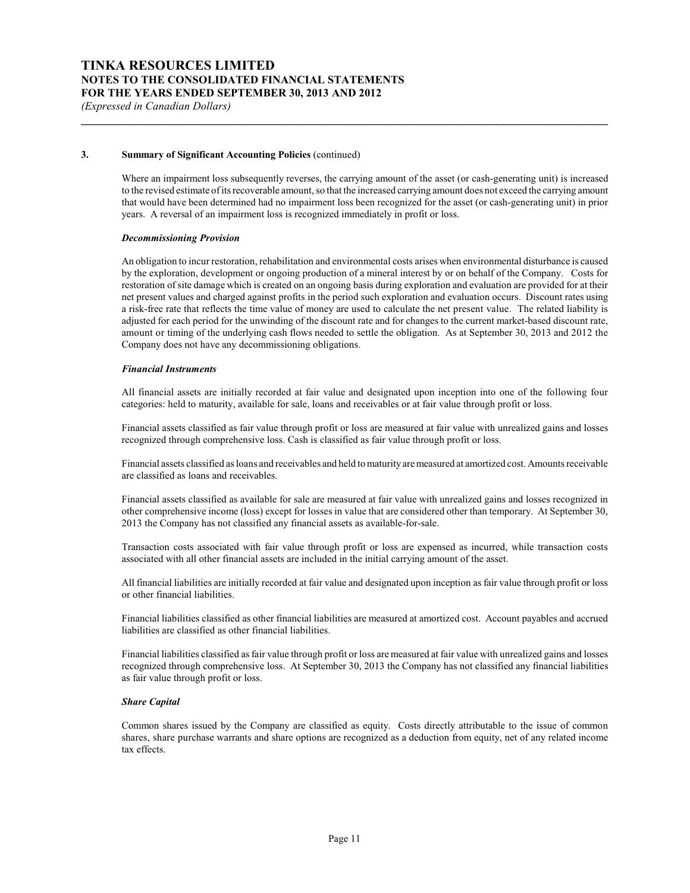## 3. Summary of Significant Accounting Policies (continued)

Where an impairment loss subsequently reverses, the carrying amount of the asset (or cash-generating unit) is increased to the revised estimate of its recoverable amount, so that the increased carrying amount does not exceed the carrying amount that would have been determined had no impairment loss been recognized for the asset (or cash-generating unit) in prior years. A reversal of an impairment loss is recognized immediately in profit or loss.

### *Decommissioning Provision*

An obligation to incur restoration, rehabilitation and environmental costs arises when environmental disturbance is caused by the exploration, development or ongoing production of a mineral interest by or on behalf of the Company. Costs for restoration of site damage which is created on an ongoing basis during exploration and evaluation are provided for at their net present values and charged against profits in the period such exploration and evaluation occurs. Discount rates using a risk-free rate that reflects the time value of money are used to calculate the net present value. The related liability is adjusted for each period for the unwinding of the discount rate and for changes to the current market-based discount rate, amount or timing of the underlying cash flows needed to settle the obligation. As at September 30, 2013 and 2012 the Company does not have any decommissioning obligations.

### *Financial Instruments*

All financial assets are initially recorded at fair value and designated upon inception into one of the following four categories: held to maturity, available for sale, loans and receivables or at fair value through profit or loss.

Financial assets classified as fair value through profit or loss are measured at fair value with unrealized gains and losses recognized through comprehensive loss. Cash is classified as fair value through profit or loss.

Financial assets classified as loans and receivables and held to maturity are measured at amortized cost. Amounts receivable are classified as loans and receivables.

Financial assets classified as available for sale are measured at fair value with unrealized gains and losses recognized in other comprehensive income (loss) except for losses in value that are considered other than temporary. At September 30, 2013 the Company has not classified any financial assets as available-for-sale.

Transaction costs associated with fair value through profit or loss are expensed as incurred, while transaction costs associated with all other financial assets are included in the initial carrying amount of the asset.

All financial liabilities are initially recorded at fair value and designated upon inception as fair value through profit or loss or other financial liabilities.

Financial liabilities classified as other financial liabilities are measured at amortized cost. Account payables and accrued liabilities are classified as other financial liabilities.

Financial liabilities classified as fair value through profit or loss are measured at fair value with unrealized gains and losses recognized through comprehensive loss. At September 30, 2013 the Company has not classified any financial liabilities as fair value through profit or loss.

### *Share Capital*

Common shares issued by the Company are classified as equity. Costs directly attributable to the issue of common shares, share purchase warrants and share options are recognized as a deduction from equity, net of any related income tax effects.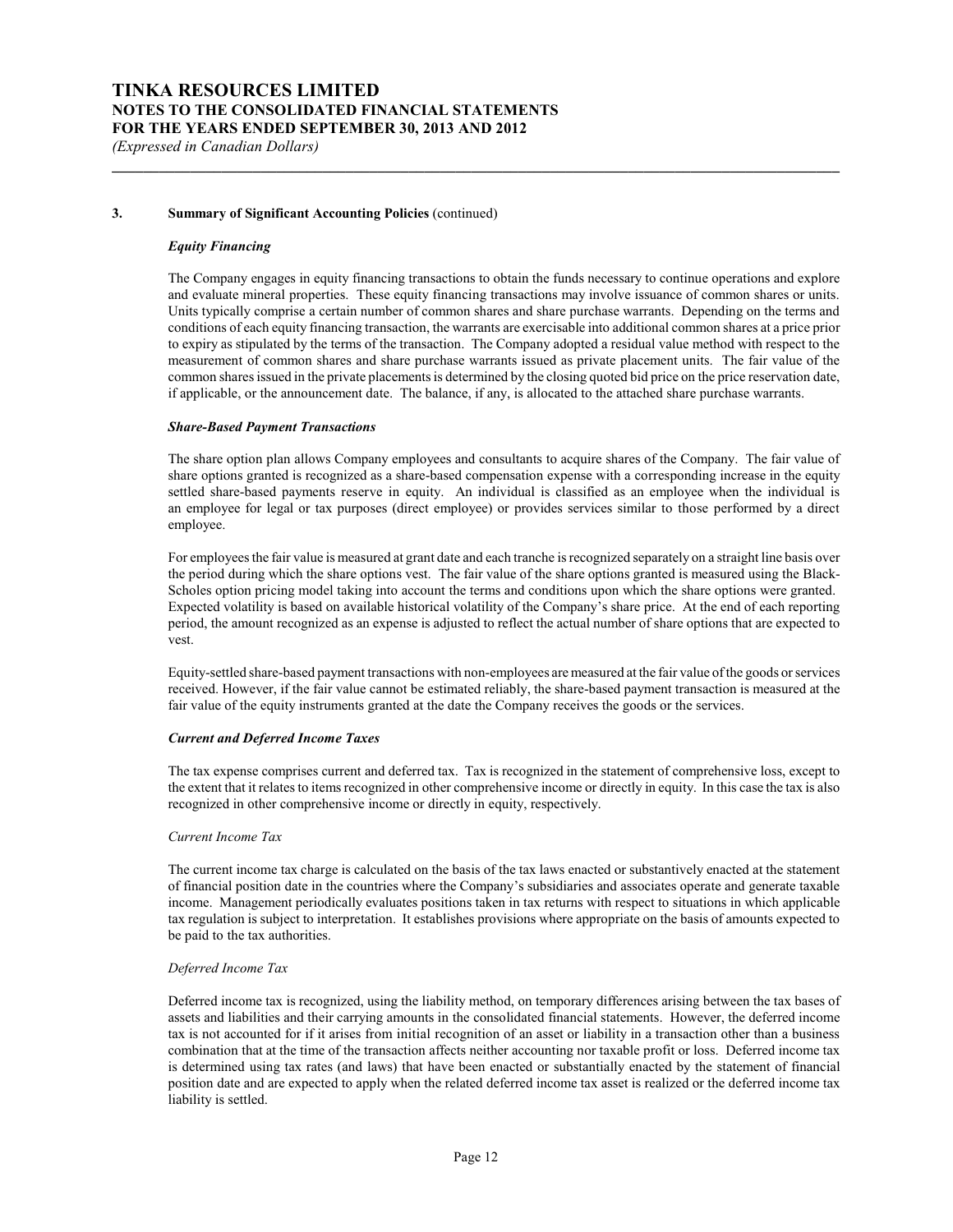### 3. Summary of Significant Accounting Policies (continued)

#### *Equity Financing*

The Company engages in equity financing transactions to obtain the funds necessary to continue operations and explore and evaluate mineral properties. These equity financing transactions may involve issuance of common shares or units. Units typically comprise a certain number of common shares and share purchase warrants. Depending on the terms and conditions of each equity financing transaction, the warrants are exercisable into additional common shares at a price prior to expiry as stipulated by the terms of the transaction. The Company adopted a residual value method with respect to the measurement of common shares and share purchase warrants issued as private placement units. The fair value of the common shares issued in the private placements is determined by the closing quoted bid price on the price reservation date, if applicable, or the announcement date. The balance, if any, is allocated to the attached share purchase warrants.

#### *Share-Based Payment Transactions*

The share option plan allows Company employees and consultants to acquire shares of the Company. The fair value of share options granted is recognized as a share-based compensation expense with a corresponding increase in the equity settled share-based payments reserve in equity. An individual is classified as an employee when the individual is an employee for legal or tax purposes (direct employee) or provides services similar to those performed by a direct employee.

For employees the fair value is measured at grant date and each tranche is recognized separately on a straight line basis over the period during which the share options vest. The fair value of the share options granted is measured using the Black-Scholes option pricing model taking into account the terms and conditions upon which the share options were granted. Expected volatility is based on available historical volatility of the Company's share price. At the end of each reporting period, the amount recognized as an expense is adjusted to reflect the actual number of share options that are expected to vest.

Equity-settled share-based payment transactions with non-employees are measured at the fair value of the goods or services received. However, if the fair value cannot be estimated reliably, the share-based payment transaction is measured at the fair value of the equity instruments granted at the date the Company receives the goods or the services.

#### *Current and Deferred Income Taxes*

The tax expense comprises current and deferred tax. Tax is recognized in the statement of comprehensive loss, except to the extent that it relates to items recognized in other comprehensive income or directly in equity. In this case the tax is also recognized in other comprehensive income or directly in equity, respectively.

*Current Income Tax*

The current income tax charge is calculated on the basis of the tax laws enacted or substantively enacted at the statement of financial position date in the countries where the Company's subsidiaries and associates operate and generate taxable income. Management periodically evaluates positions taken in tax returns with respect to situations in which applicable tax regulation is subject to interpretation. It establishes provisions where appropriate on the basis of amounts expected to be paid to the tax authorities.

*Deferred Income Tax*

Deferred income tax is recognized, using the liability method, on temporary differences arising between the tax bases of assets and liabilities and their carrying amounts in the consolidated financial statements. However, the deferred income tax is not accounted for if it arises from initial recognition of an asset or liability in a transaction other than a business combination that at the time of the transaction affects neither accounting nor taxable profit or loss. Deferred income tax is determined using tax rates (and laws) that have been enacted or substantially enacted by the statement of financial position date and are expected to apply when the related deferred income tax asset is realized or the deferred income tax liability is settled.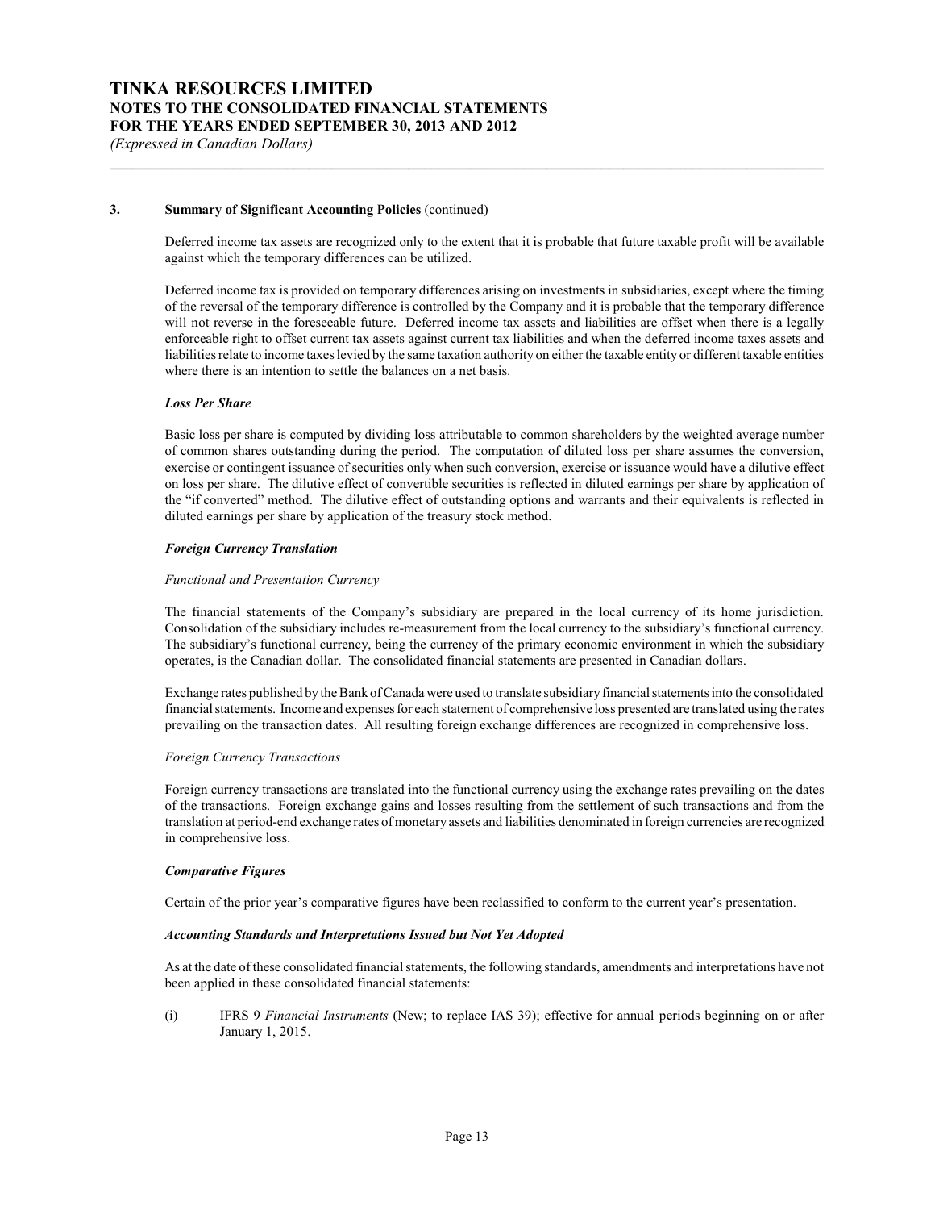### 3. Summary of Significant Accounting Policies (continued)

Deferred income tax assets are recognized only to the extent that it is probable that future taxable profit will be available against which the temporary differences can be utilized.

Deferred income tax is provided on temporary differences arising on investments in subsidiaries, except where the timing of the reversal of the temporary difference is controlled by the Company and it is probable that the temporary difference will not reverse in the foreseeable future. Deferred income tax assets and liabilities are offset when there is a legally enforceable right to offset current tax assets against current tax liabilities and when the deferred income taxes assets and liabilities relate to income taxes levied by the same taxation authority on either the taxable entity or different taxable entities where there is an intention to settle the balances on a net basis.

***Loss Per Share***

Basic loss per share is computed by dividing loss attributable to common shareholders by the weighted average number of common shares outstanding during the period. The computation of diluted loss per share assumes the conversion, exercise or contingent issuance of securities only when such conversion, exercise or issuance would have a dilutive effect on loss per share. The dilutive effect of convertible securities is reflected in diluted earnings per share by application of the "if converted" method. The dilutive effect of outstanding options and warrants and their equivalents is reflected in diluted earnings per share by application of the treasury stock method.

***Foreign Currency Translation***

*Functional and Presentation Currency*

The financial statements of the Company's subsidiary are prepared in the local currency of its home jurisdiction. Consolidation of the subsidiary includes re-measurement from the local currency to the subsidiary's functional currency. The subsidiary's functional currency, being the currency of the primary economic environment in which the subsidiary operates, is the Canadian dollar. The consolidated financial statements are presented in Canadian dollars.

Exchange rates published by the Bank of Canada were used to translate subsidiary financial statements into the consolidated financial statements. Income and expenses for each statement of comprehensive loss presented are translated using the rates prevailing on the transaction dates. All resulting foreign exchange differences are recognized in comprehensive loss.

*Foreign Currency Transactions*

Foreign currency transactions are translated into the functional currency using the exchange rates prevailing on the dates of the transactions. Foreign exchange gains and losses resulting from the settlement of such transactions and from the translation at period-end exchange rates of monetary assets and liabilities denominated in foreign currencies are recognized in comprehensive loss.

***Comparative Figures***

Certain of the prior year's comparative figures have been reclassified to conform to the current year's presentation.

***Accounting Standards and Interpretations Issued but Not Yet Adopted***

As at the date of these consolidated financial statements, the following standards, amendments and interpretations have not been applied in these consolidated financial statements:

(i) IFRS 9 *Financial Instruments* (New; to replace IAS 39); effective for annual periods beginning on or after January 1, 2015.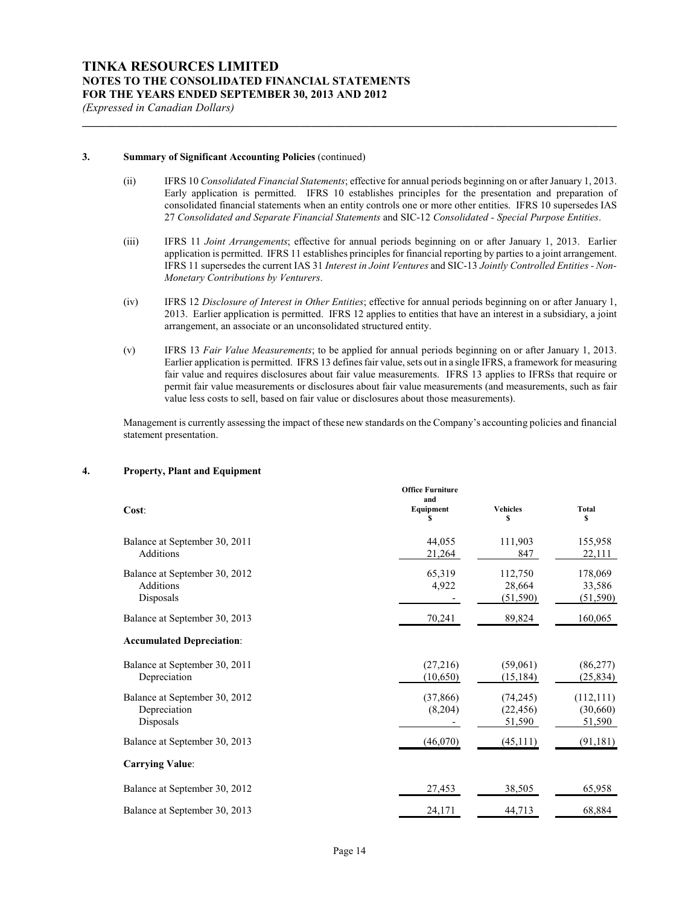### 3. Summary of Significant Accounting Policies (continued)

(ii) IFRS 10 *Consolidated Financial Statements*; effective for annual periods beginning on or after January 1, 2013. Early application is permitted. IFRS 10 establishes principles for the presentation and preparation of consolidated financial statements when an entity controls one or more other entities. IFRS 10 supersedes IAS 27 *Consolidated and Separate Financial Statements* and SIC-12 *Consolidated - Special Purpose Entities*.

(iii) IFRS 11 *Joint Arrangements*; effective for annual periods beginning on or after January 1, 2013. Earlier application is permitted. IFRS 11 establishes principles for financial reporting by parties to a joint arrangement. IFRS 11 supersedes the current IAS 31 *Interest in Joint Ventures* and SIC-13 *Jointly Controlled Entities - Non-Monetary Contributions by Venturers*.

(iv) IFRS 12 *Disclosure of Interest in Other Entities*; effective for annual periods beginning on or after January 1, 2013. Earlier application is permitted. IFRS 12 applies to entities that have an interest in a subsidiary, a joint arrangement, an associate or an unconsolidated structured entity.

(v) IFRS 13 *Fair Value Measurements*; to be applied for annual periods beginning on or after January 1, 2013. Earlier application is permitted. IFRS 13 defines fair value, sets out in a single IFRS, a framework for measuring fair value and requires disclosures about fair value measurements. IFRS 13 applies to IFRSs that require or permit fair value measurements or disclosures about fair value measurements (and measurements, such as fair value less costs to sell, based on fair value or disclosures about those measurements).

Management is currently assessing the impact of these new standards on the Company's accounting policies and financial statement presentation.

### 4. Property, Plant and Equipment

| | Office Furniture and Equipment $ | Vehicles $ | Total $ |
|---|---|---|---|
| **Cost**: | | | |
| Balance at September 30, 2011 | 44,055 | 111,903 | 155,958 |
| Additions | 21,264 | 847 | 22,111 |
| Balance at September 30, 2012 | 65,319 | 112,750 | 178,069 |
| Additions | 4,922 | 28,664 | 33,586 |
| Disposals | - | (51,590) | (51,590) |
| Balance at September 30, 2013 | 70,241 | 89,824 | 160,065 |
| **Accumulated Depreciation**: | | | |
| Balance at September 30, 2011 | (27,216) | (59,061) | (86,277) |
| Depreciation | (10,650) | (15,184) | (25,834) |
| Balance at September 30, 2012 | (37,866) | (74,245) | (112,111) |
| Depreciation | (8,204) | (22,456) | (30,660) |
| Disposals | - | 51,590 | 51,590 |
| Balance at September 30, 2013 | (46,070) | (45,111) | (91,181) |
| **Carrying Value**: | | | |
| Balance at September 30, 2012 | 27,453 | 38,505 | 65,958 |
| Balance at September 30, 2013 | 24,171 | 44,713 | 68,884 |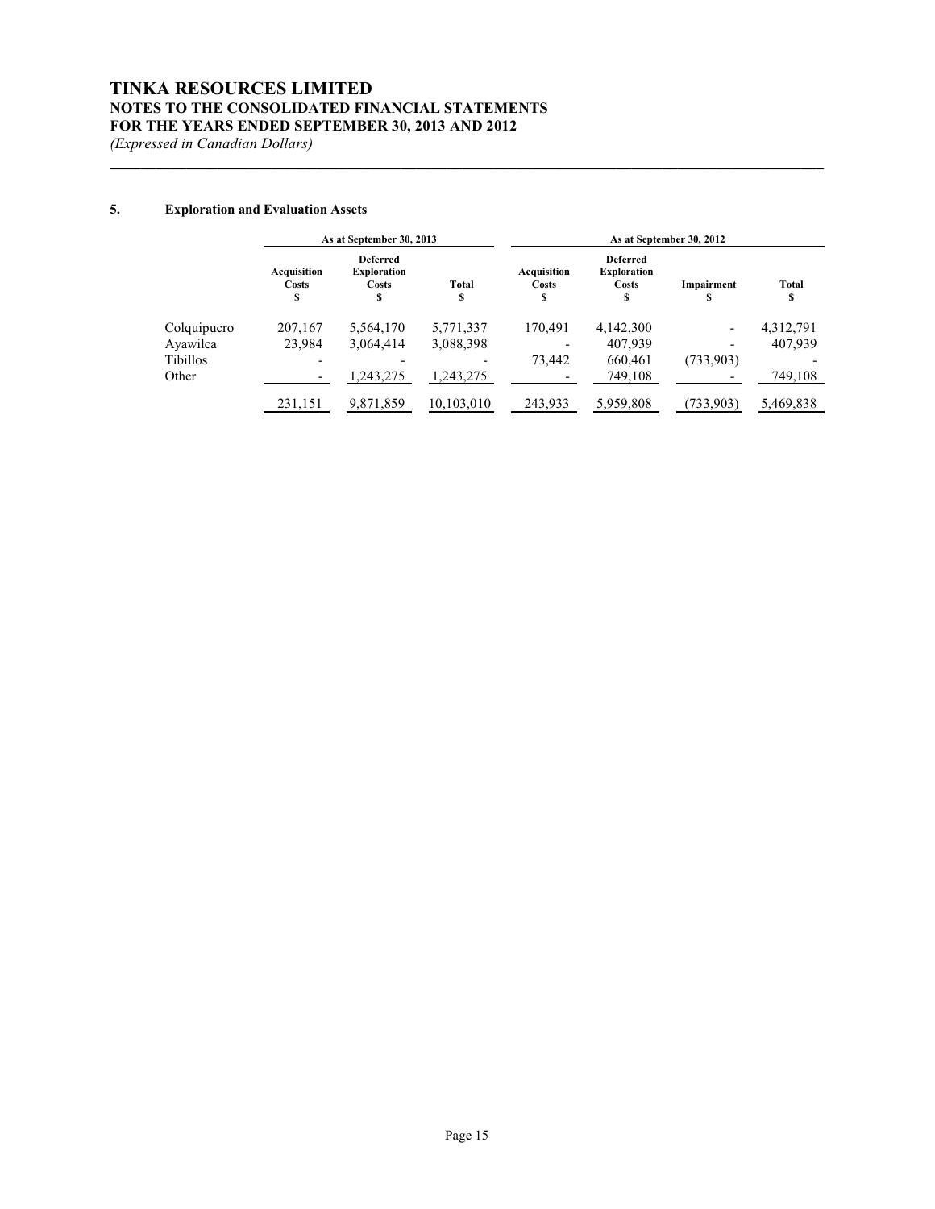## 5. Exploration and Evaluation Assets

| | As at September 30, 2013 | | | As at September 30, 2012 | | | |
|---|---|---|---|---|---|---|---|
| | Acquisition Costs $ | Deferred Exploration Costs $ | Total $ | Acquisition Costs $ | Deferred Exploration Costs $ | Impairment $ | Total $ |
| Colquipucro | 207,167 | 5,564,170 | 5,771,337 | 170,491 | 4,142,300 | - | 4,312,791 |
| Ayawilca | 23,984 | 3,064,414 | 3,088,398 | - | 407,939 | - | 407,939 |
| Tibillos | - | - | - | 73,442 | 660,461 | (733,903) | - |
| Other | - | 1,243,275 | 1,243,275 | - | 749,108 | - | 749,108 |
| | 231,151 | 9,871,859 | 10,103,010 | 243,933 | 5,959,808 | (733,903) | 5,469,838 |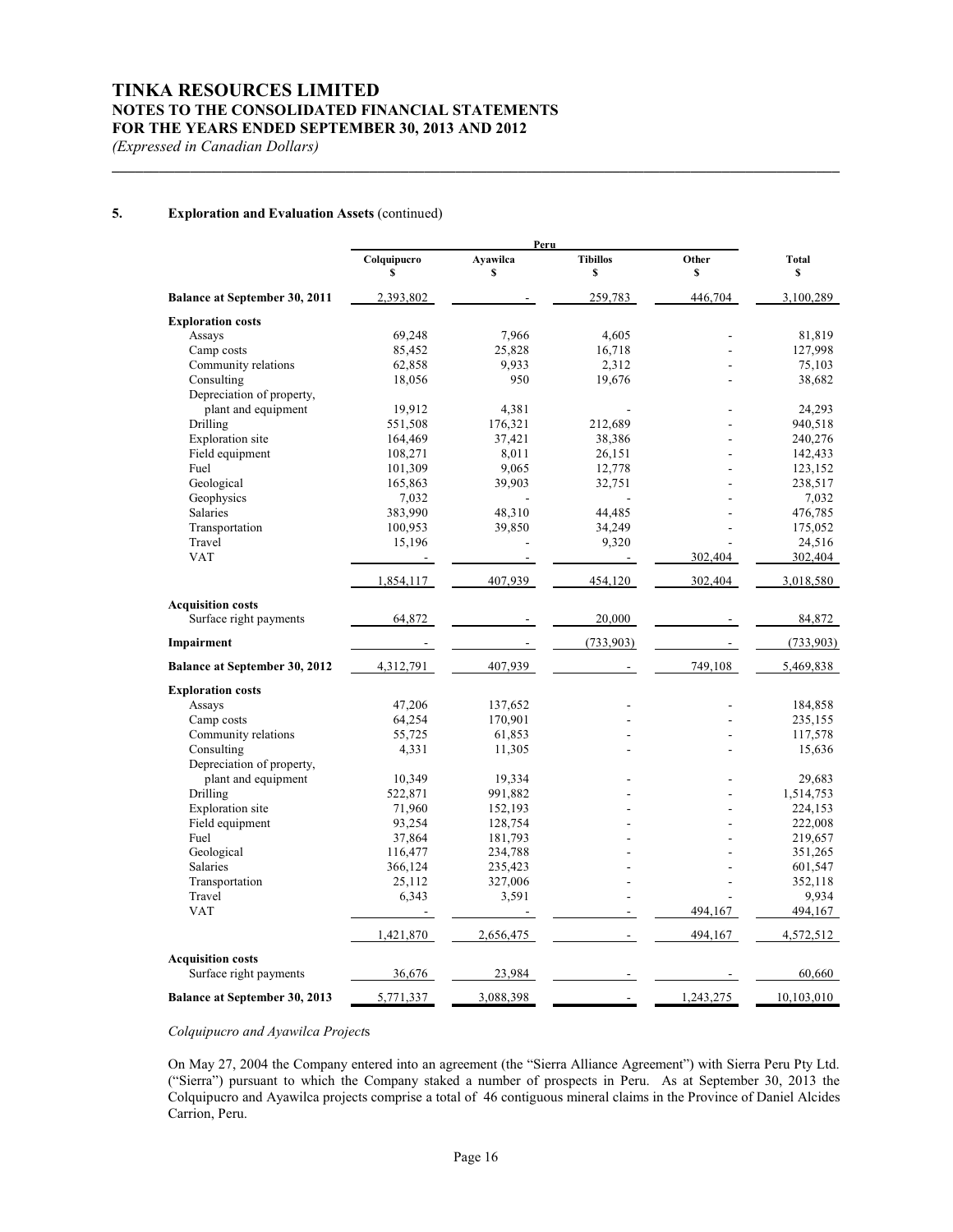### 5. Exploration and Evaluation Assets (continued)

| | Peru | | | | |
|---|---|---|---|---|---|
| | Colquipucro $ | Ayawilca $ | Tibillos $ | Other $ | Total $ |
| **Balance at September 30, 2011** | 2,393,802 | - | 259,783 | 446,704 | 3,100,289 |
| **Exploration costs** | | | | | |
| Assays | 69,248 | 7,966 | 4,605 | - | 81,819 |
| Camp costs | 85,452 | 25,828 | 16,718 | - | 127,998 |
| Community relations | 62,858 | 9,933 | 2,312 | - | 75,103 |
| Consulting | 18,056 | 950 | 19,676 | - | 38,682 |
| Depreciation of property, plant and equipment | 19,912 | 4,381 | - | - | 24,293 |
| Drilling | 551,508 | 176,321 | 212,689 | - | 940,518 |
| Exploration site | 164,469 | 37,421 | 38,386 | - | 240,276 |
| Field equipment | 108,271 | 8,011 | 26,151 | - | 142,433 |
| Fuel | 101,309 | 9,065 | 12,778 | - | 123,152 |
| Geological | 165,863 | 39,903 | 32,751 | - | 238,517 |
| Geophysics | 7,032 | - | - | - | 7,032 |
| Salaries | 383,990 | 48,310 | 44,485 | - | 476,785 |
| Transportation | 100,953 | 39,850 | 34,249 | - | 175,052 |
| Travel | 15,196 | - | 9,320 | - | 24,516 |
| VAT | - | - | - | 302,404 | 302,404 |
| | 1,854,117 | 407,939 | 454,120 | 302,404 | 3,018,580 |
| **Acquisition costs** | | | | | |
| Surface right payments | 64,872 | - | 20,000 | - | 84,872 |
| **Impairment** | - | - | (733,903) | - | (733,903) |
| **Balance at September 30, 2012** | 4,312,791 | 407,939 | - | 749,108 | 5,469,838 |
| **Exploration costs** | | | | | |
| Assays | 47,206 | 137,652 | - | - | 184,858 |
| Camp costs | 64,254 | 170,901 | - | - | 235,155 |
| Community relations | 55,725 | 61,853 | - | - | 117,578 |
| Consulting | 4,331 | 11,305 | - | - | 15,636 |
| Depreciation of property, plant and equipment | 10,349 | 19,334 | - | - | 29,683 |
| Drilling | 522,871 | 991,882 | - | - | 1,514,753 |
| Exploration site | 71,960 | 152,193 | - | - | 224,153 |
| Field equipment | 93,254 | 128,754 | - | - | 222,008 |
| Fuel | 37,864 | 181,793 | - | - | 219,657 |
| Geological | 116,477 | 234,788 | - | - | 351,265 |
| Salaries | 366,124 | 235,423 | - | - | 601,547 |
| Transportation | 25,112 | 327,006 | - | - | 352,118 |
| Travel | 6,343 | 3,591 | - | - | 9,934 |
| VAT | - | - | - | 494,167 | 494,167 |
| | 1,421,870 | 2,656,475 | - | 494,167 | 4,572,512 |
| **Acquisition costs** | | | | | |
| Surface right payments | 36,676 | 23,984 | - | - | 60,660 |
| **Balance at September 30, 2013** | 5,771,337 | 3,088,398 | - | 1,243,275 | 10,103,010 |

*Colquipucro and Ayawilca Projects*

On May 27, 2004 the Company entered into an agreement (the "Sierra Alliance Agreement") with Sierra Peru Pty Ltd. ("Sierra") pursuant to which the Company staked a number of prospects in Peru. As at September 30, 2013 the Colquipucro and Ayawilca projects comprise a total of 46 contiguous mineral claims in the Province of Daniel Alcides Carrion, Peru.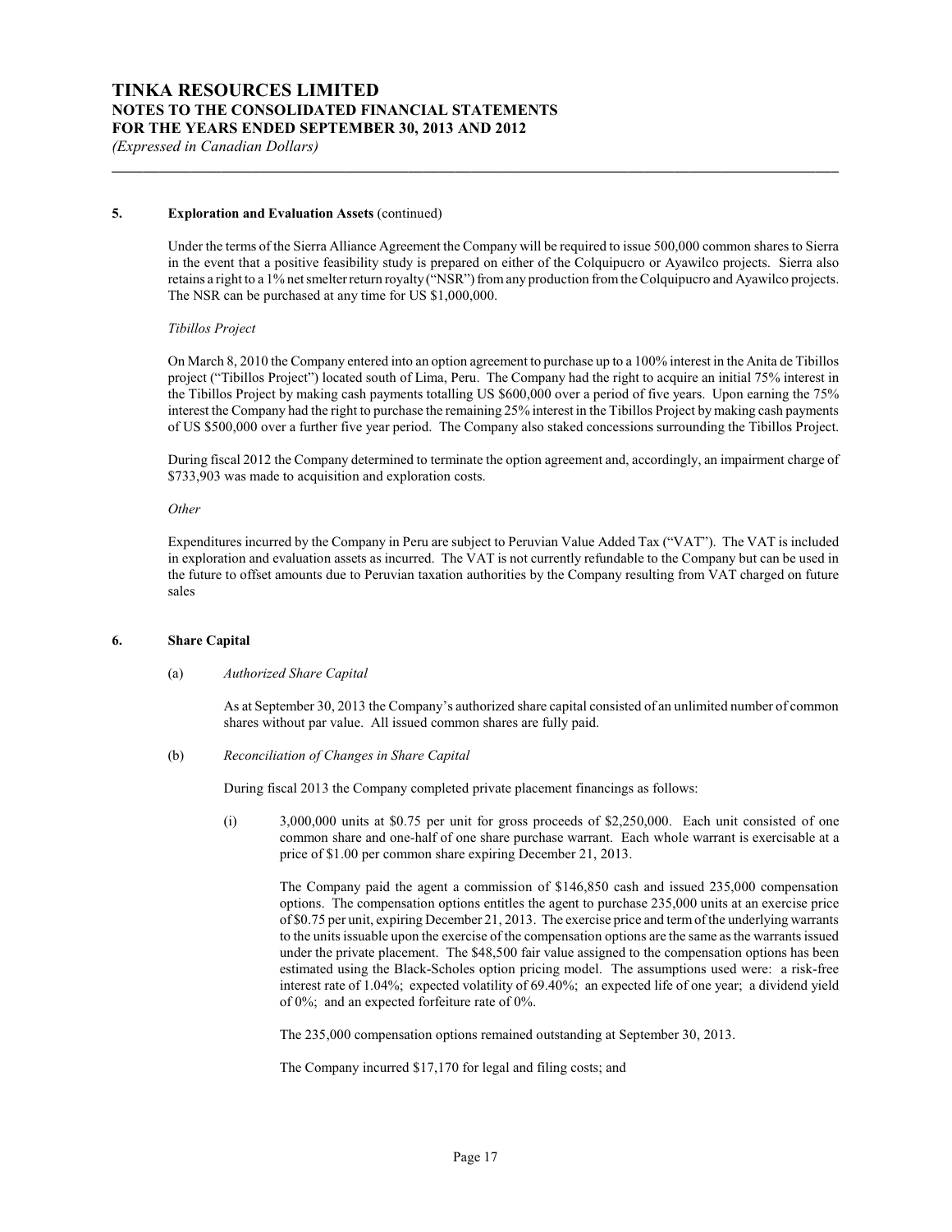**5. Exploration and Evaluation Assets** (continued)

Under the terms of the Sierra Alliance Agreement the Company will be required to issue 500,000 common shares to Sierra in the event that a positive feasibility study is prepared on either of the Colquipucro or Ayawilco projects. Sierra also retains a right to a 1% net smelter return royalty ("NSR") from any production from the Colquipucro and Ayawilco projects. The NSR can be purchased at any time for US $1,000,000.

*Tibillos Project*

On March 8, 2010 the Company entered into an option agreement to purchase up to a 100% interest in the Anita de Tibillos project ("Tibillos Project") located south of Lima, Peru. The Company had the right to acquire an initial 75% interest in the Tibillos Project by making cash payments totalling US $600,000 over a period of five years. Upon earning the 75% interest the Company had the right to purchase the remaining 25% interest in the Tibillos Project by making cash payments of US $500,000 over a further five year period. The Company also staked concessions surrounding the Tibillos Project.

During fiscal 2012 the Company determined to terminate the option agreement and, accordingly, an impairment charge of $733,903 was made to acquisition and exploration costs.

*Other*

Expenditures incurred by the Company in Peru are subject to Peruvian Value Added Tax ("VAT"). The VAT is included in exploration and evaluation assets as incurred. The VAT is not currently refundable to the Company but can be used in the future to offset amounts due to Peruvian taxation authorities by the Company resulting from VAT charged on future sales

**6. Share Capital**

(a) *Authorized Share Capital*

As at September 30, 2013 the Company's authorized share capital consisted of an unlimited number of common shares without par value. All issued common shares are fully paid.

(b) *Reconciliation of Changes in Share Capital*

During fiscal 2013 the Company completed private placement financings as follows:

(i) 3,000,000 units at $0.75 per unit for gross proceeds of $2,250,000. Each unit consisted of one common share and one-half of one share purchase warrant. Each whole warrant is exercisable at a price of $1.00 per common share expiring December 21, 2013.

The Company paid the agent a commission of $146,850 cash and issued 235,000 compensation options. The compensation options entitles the agent to purchase 235,000 units at an exercise price of $0.75 per unit, expiring December 21, 2013. The exercise price and term of the underlying warrants to the units issuable upon the exercise of the compensation options are the same as the warrants issued under the private placement. The $48,500 fair value assigned to the compensation options has been estimated using the Black-Scholes option pricing model. The assumptions used were: a risk-free interest rate of 1.04%; expected volatility of 69.40%; an expected life of one year; a dividend yield of 0%; and an expected forfeiture rate of 0%.

The 235,000 compensation options remained outstanding at September 30, 2013.

The Company incurred $17,170 for legal and filing costs; and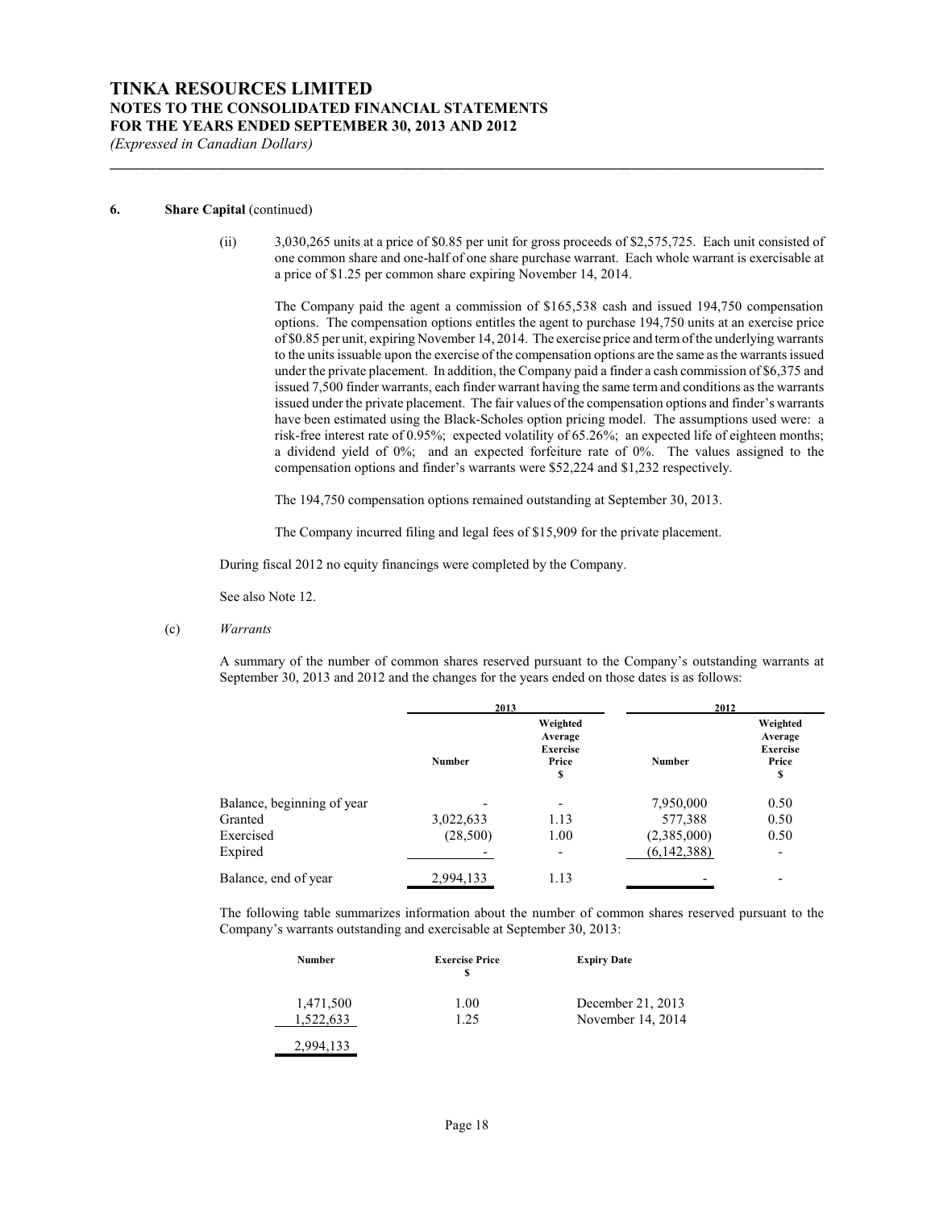### 6. Share Capital (continued)

(ii) 3,030,265 units at a price of $0.85 per unit for gross proceeds of $2,575,725. Each unit consisted of one common share and one-half of one share purchase warrant. Each whole warrant is exercisable at a price of $1.25 per common share expiring November 14, 2014.

The Company paid the agent a commission of $165,538 cash and issued 194,750 compensation options. The compensation options entitles the agent to purchase 194,750 units at an exercise price of $0.85 per unit, expiring November 14, 2014. The exercise price and term of the underlying warrants to the units issuable upon the exercise of the compensation options are the same as the warrants issued under the private placement. In addition, the Company paid a finder a cash commission of $6,375 and issued 7,500 finder warrants, each finder warrant having the same term and conditions as the warrants issued under the private placement. The fair values of the compensation options and finder's warrants have been estimated using the Black-Scholes option pricing model. The assumptions used were: a risk-free interest rate of 0.95%; expected volatility of 65.26%; an expected life of eighteen months; a dividend yield of 0%; and an expected forfeiture rate of 0%. The values assigned to the compensation options and finder's warrants were $52,224 and $1,232 respectively.

The 194,750 compensation options remained outstanding at September 30, 2013.

The Company incurred filing and legal fees of $15,909 for the private placement.

During fiscal 2012 no equity financings were completed by the Company.

See also Note 12.

(c) *Warrants*

A summary of the number of common shares reserved pursuant to the Company's outstanding warrants at September 30, 2013 and 2012 and the changes for the years ended on those dates is as follows:

| | 2013 | | 2012 | |
|---|---|---|---|---|
| | Number | Weighted Average Exercise Price $ | Number | Weighted Average Exercise Price $ |
| Balance, beginning of year | - | - | 7,950,000 | 0.50 |
| Granted | 3,022,633 | 1.13 | 577,388 | 0.50 |
| Exercised | (28,500) | 1.00 | (2,385,000) | 0.50 |
| Expired | - | - | (6,142,388) | - |
| Balance, end of year | 2,994,133 | 1.13 | - | - |

The following table summarizes information about the number of common shares reserved pursuant to the Company's warrants outstanding and exercisable at September 30, 2013:

| Number | Exercise Price $ | Expiry Date |
|---|---|---|
| 1,471,500 | 1.00 | December 21, 2013 |
| 1,522,633 | 1.25 | November 14, 2014 |
| 2,994,133 | | |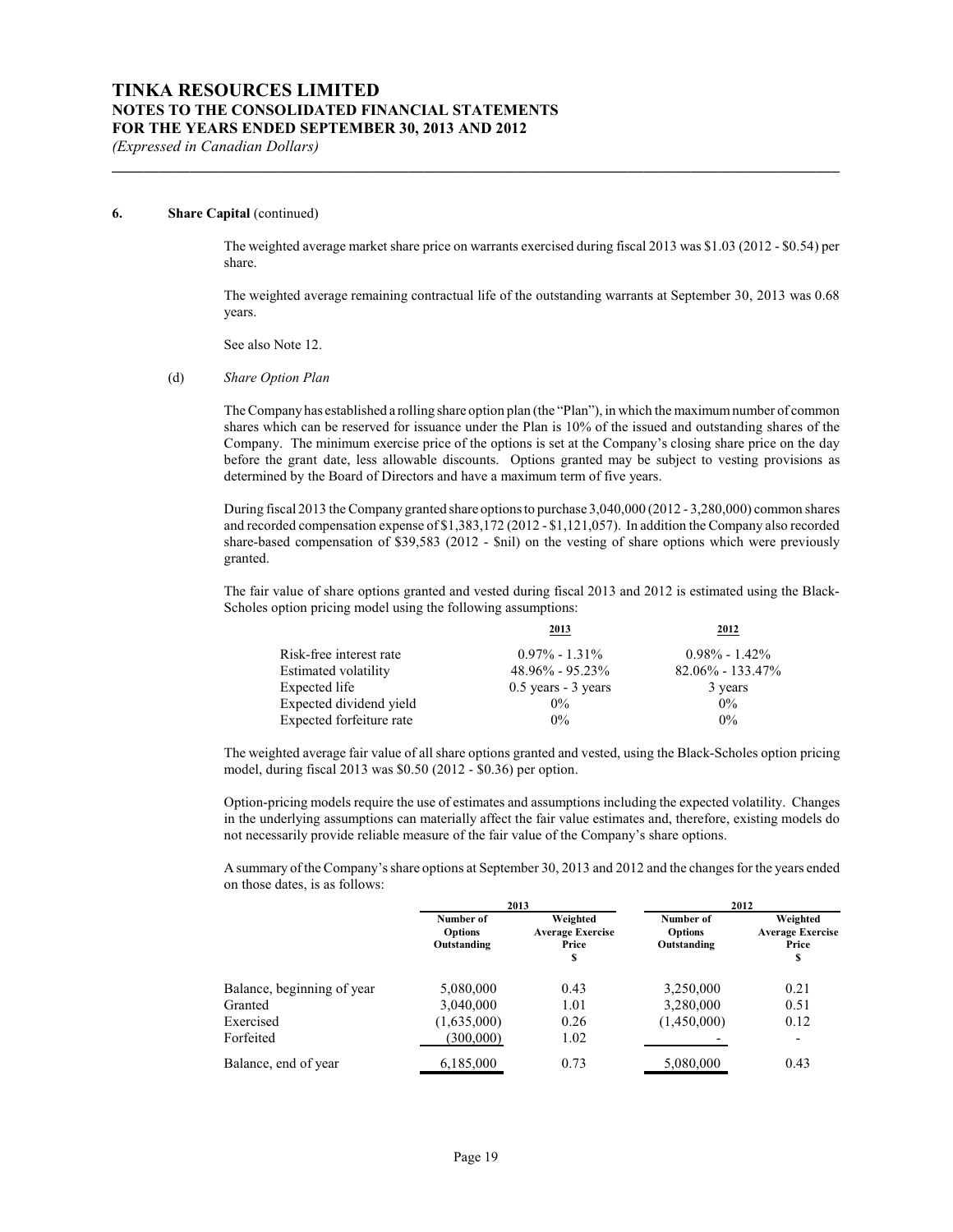**6. Share Capital** (continued)

The weighted average market share price on warrants exercised during fiscal 2013 was $1.03 (2012 - $0.54) per share.

The weighted average remaining contractual life of the outstanding warrants at September 30, 2013 was 0.68 years.

See also Note 12.

(d) *Share Option Plan*

The Company has established a rolling share option plan (the "Plan"), in which the maximum number of common shares which can be reserved for issuance under the Plan is 10% of the issued and outstanding shares of the Company. The minimum exercise price of the options is set at the Company's closing share price on the day before the grant date, less allowable discounts. Options granted may be subject to vesting provisions as determined by the Board of Directors and have a maximum term of five years.

During fiscal 2013 the Company granted share options to purchase 3,040,000 (2012 - 3,280,000) common shares and recorded compensation expense of $1,383,172 (2012 - $1,121,057). In addition the Company also recorded share-based compensation of $39,583 (2012 - $nil) on the vesting of share options which were previously granted.

The fair value of share options granted and vested during fiscal 2013 and 2012 is estimated using the Black-Scholes option pricing model using the following assumptions:

| | 2013 | 2012 |
|---|---|---|
| Risk-free interest rate | 0.97% - 1.31% | 0.98% - 1.42% |
| Estimated volatility | 48.96% - 95.23% | 82.06% - 133.47% |
| Expected life | 0.5 years - 3 years | 3 years |
| Expected dividend yield | 0% | 0% |
| Expected forfeiture rate | 0% | 0% |

The weighted average fair value of all share options granted and vested, using the Black-Scholes option pricing model, during fiscal 2013 was $0.50 (2012 - $0.36) per option.

Option-pricing models require the use of estimates and assumptions including the expected volatility. Changes in the underlying assumptions can materially affect the fair value estimates and, therefore, existing models do not necessarily provide reliable measure of the fair value of the Company's share options.

A summary of the Company's share options at September 30, 2013 and 2012 and the changes for the years ended on those dates, is as follows:

| | 2013 | | 2012 | |
|---|---|---|---|---|
| | Number of Options Outstanding | Weighted Average Exercise Price $ | Number of Options Outstanding | Weighted Average Exercise Price $ |
| Balance, beginning of year | 5,080,000 | 0.43 | 3,250,000 | 0.21 |
| Granted | 3,040,000 | 1.01 | 3,280,000 | 0.51 |
| Exercised | (1,635,000) | 0.26 | (1,450,000) | 0.12 |
| Forfeited | (300,000) | 1.02 | - | - |
| Balance, end of year | 6,185,000 | 0.73 | 5,080,000 | 0.43 |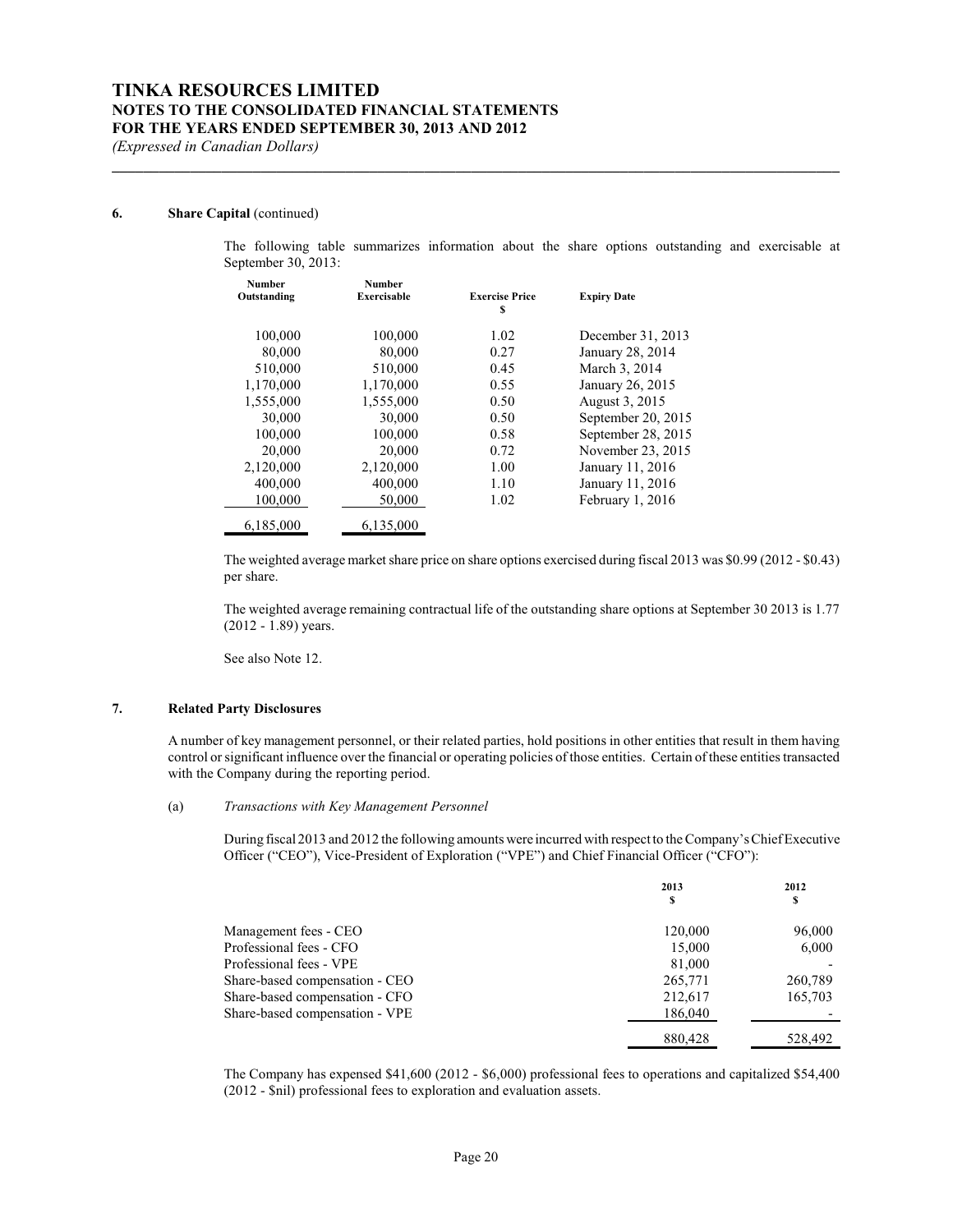### 6. Share Capital (continued)

The following table summarizes information about the share options outstanding and exercisable at September 30, 2013:

| Number Outstanding | Number Exercisable | Exercise Price $ | Expiry Date |
|---|---|---|---|
| 100,000 | 100,000 | 1.02 | December 31, 2013 |
| 80,000 | 80,000 | 0.27 | January 28, 2014 |
| 510,000 | 510,000 | 0.45 | March 3, 2014 |
| 1,170,000 | 1,170,000 | 0.55 | January 26, 2015 |
| 1,555,000 | 1,555,000 | 0.50 | August 3, 2015 |
| 30,000 | 30,000 | 0.50 | September 20, 2015 |
| 100,000 | 100,000 | 0.58 | September 28, 2015 |
| 20,000 | 20,000 | 0.72 | November 23, 2015 |
| 2,120,000 | 2,120,000 | 1.00 | January 11, 2016 |
| 400,000 | 400,000 | 1.10 | January 11, 2016 |
| 100,000 | 50,000 | 1.02 | February 1, 2016 |
| 6,185,000 | 6,135,000 | | |

The weighted average market share price on share options exercised during fiscal 2013 was $0.99 (2012 - $0.43) per share.

The weighted average remaining contractual life of the outstanding share options at September 30 2013 is 1.77 (2012 - 1.89) years.

See also Note 12.

### 7. Related Party Disclosures

A number of key management personnel, or their related parties, hold positions in other entities that result in them having control or significant influence over the financial or operating policies of those entities. Certain of these entities transacted with the Company during the reporting period.

(a) *Transactions with Key Management Personnel*

During fiscal 2013 and 2012 the following amounts were incurred with respect to the Company's Chief Executive Officer ("CEO"), Vice-President of Exploration ("VPE") and Chief Financial Officer ("CFO"):

| | 2013 $ | 2012 $ |
|---|---|---|
| Management fees - CEO | 120,000 | 96,000 |
| Professional fees - CFO | 15,000 | 6,000 |
| Professional fees - VPE | 81,000 | - |
| Share-based compensation - CEO | 265,771 | 260,789 |
| Share-based compensation - CFO | 212,617 | 165,703 |
| Share-based compensation - VPE | 186,040 | - |
| | 880,428 | 528,492 |

The Company has expensed $41,600 (2012 - $6,000) professional fees to operations and capitalized $54,400 (2012 - $nil) professional fees to exploration and evaluation assets.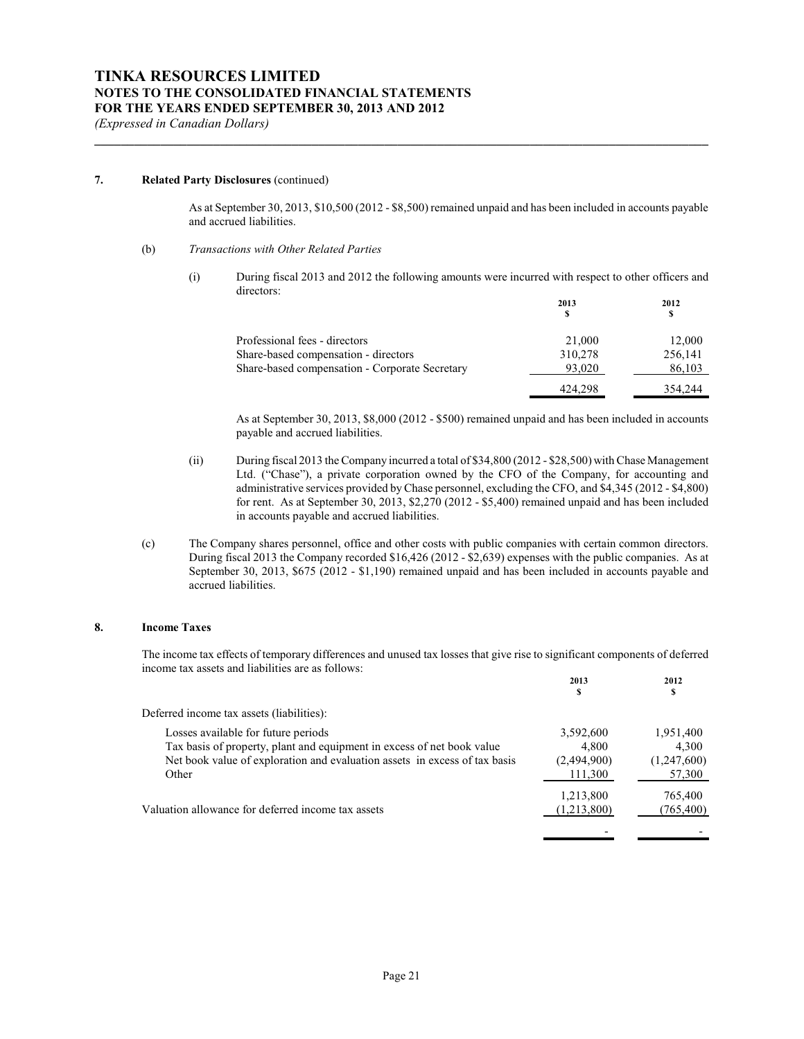# TINKA RESOURCES LIMITED
## NOTES TO THE CONSOLIDATED FINANCIAL STATEMENTS
## FOR THE YEARS ENDED SEPTEMBER 30, 2013 AND 2012
*(Expressed in Canadian Dollars)*

### 7. Related Party Disclosures (continued)

As at September 30, 2013, $10,500 (2012 - $8,500) remained unpaid and has been included in accounts payable and accrued liabilities.

(b) *Transactions with Other Related Parties*

(i) During fiscal 2013 and 2012 the following amounts were incurred with respect to other officers and directors:

| | 2013<br>$ | 2012<br>$ |
|---|---|---|
| Professional fees - directors | 21,000 | 12,000 |
| Share-based compensation - directors | 310,278 | 256,141 |
| Share-based compensation - Corporate Secretary | 93,020 | 86,103 |
| | 424,298 | 354,244 |

As at September 30, 2013, $8,000 (2012 - $500) remained unpaid and has been included in accounts payable and accrued liabilities.

(ii) During fiscal 2013 the Company incurred a total of $34,800 (2012 - $28,500) with Chase Management Ltd. ("Chase"), a private corporation owned by the CFO of the Company, for accounting and administrative services provided by Chase personnel, excluding the CFO, and $4,345 (2012 - $4,800) for rent. As at September 30, 2013, $2,270 (2012 - $5,400) remained unpaid and has been included in accounts payable and accrued liabilities.

(c) The Company shares personnel, office and other costs with public companies with certain common directors. During fiscal 2013 the Company recorded $16,426 (2012 - $2,639) expenses with the public companies. As at September 30, 2013, $675 (2012 - $1,190) remained unpaid and has been included in accounts payable and accrued liabilities.

### 8. Income Taxes

The income tax effects of temporary differences and unused tax losses that give rise to significant components of deferred income tax assets and liabilities are as follows:

| | 2013<br>$ | 2012<br>$ |
|---|---|---|
| Deferred income tax assets (liabilities): | | |
| Losses available for future periods | 3,592,600 | 1,951,400 |
| Tax basis of property, plant and equipment in excess of net book value | 4,800 | 4,300 |
| Net book value of exploration and evaluation assets in excess of tax basis | (2,494,900) | (1,247,600) |
| Other | 111,300 | 57,300 |
| | 1,213,800 | 765,400 |
| Valuation allowance for deferred income tax assets | (1,213,800) | (765,400) |
| | - | - |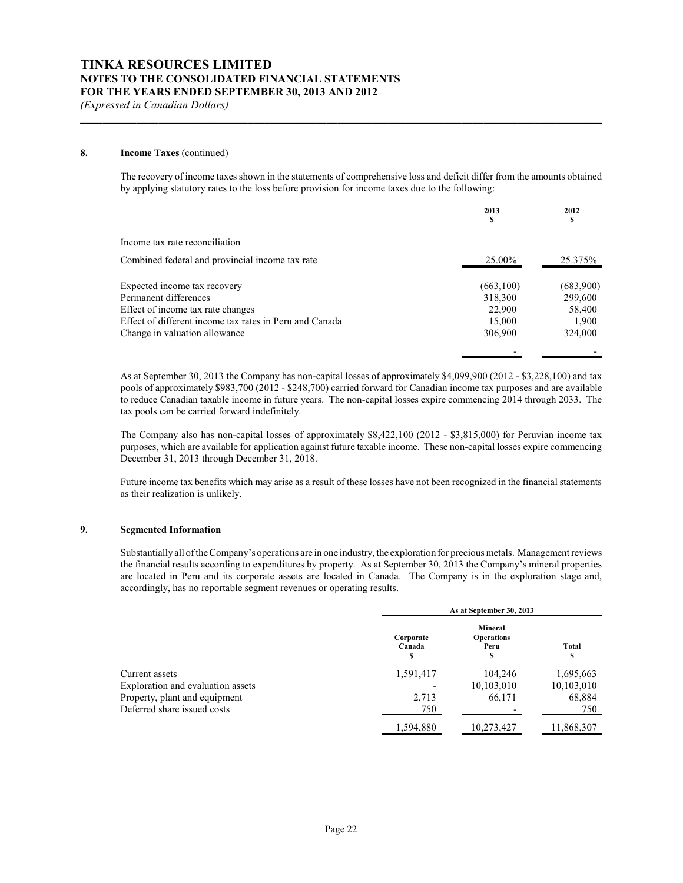### 8. Income Taxes (continued)

The recovery of income taxes shown in the statements of comprehensive loss and deficit differ from the amounts obtained by applying statutory rates to the loss before provision for income taxes due to the following:

| | 2013 $ | 2012 $ |
|---|---|---|
| Income tax rate reconciliation | | |
| Combined federal and provincial income tax rate | 25.00% | 25.375% |
| Expected income tax recovery | (663,100) | (683,900) |
| Permanent differences | 318,300 | 299,600 |
| Effect of income tax rate changes | 22,900 | 58,400 |
| Effect of different income tax rates in Peru and Canada | 15,000 | 1,900 |
| Change in valuation allowance | 306,900 | 324,000 |
| | - | - |

As at September 30, 2013 the Company has non-capital losses of approximately $4,099,900 (2012 - $3,228,100) and tax pools of approximately $983,700 (2012 - $248,700) carried forward for Canadian income tax purposes and are available to reduce Canadian taxable income in future years. The non-capital losses expire commencing 2014 through 2033. The tax pools can be carried forward indefinitely.

The Company also has non-capital losses of approximately $8,422,100 (2012 - $3,815,000) for Peruvian income tax purposes, which are available for application against future taxable income. These non-capital losses expire commencing December 31, 2013 through December 31, 2018.

Future income tax benefits which may arise as a result of these losses have not been recognized in the financial statements as their realization is unlikely.

### 9. Segmented Information

Substantially all of the Company's operations are in one industry, the exploration for precious metals. Management reviews the financial results according to expenditures by property. As at September 30, 2013 the Company's mineral properties are located in Peru and its corporate assets are located in Canada. The Company is in the exploration stage and, accordingly, has no reportable segment revenues or operating results.

| | As at September 30, 2013 | | |
|---|---|---|---|
| | Corporate Canada $ | Mineral Operations Peru $ | Total $ |
| Current assets | 1,591,417 | 104,246 | 1,695,663 |
| Exploration and evaluation assets | - | 10,103,010 | 10,103,010 |
| Property, plant and equipment | 2,713 | 66,171 | 68,884 |
| Deferred share issued costs | 750 | - | 750 |
| | 1,594,880 | 10,273,427 | 11,868,307 |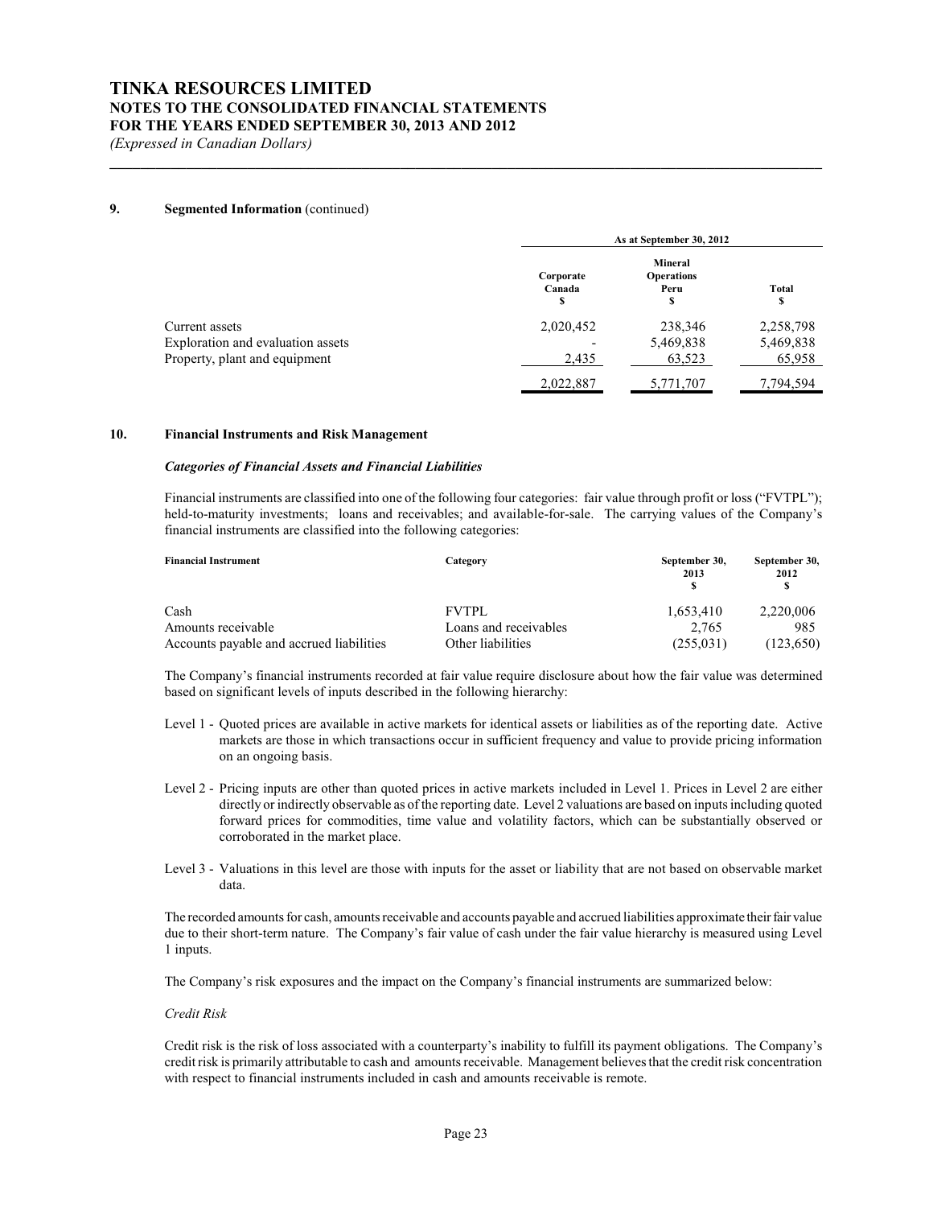## 9. Segmented Information (continued)

| | As at September 30, 2012 | | |
|---|---|---|---|
| | Corporate Canada $ | Mineral Operations Peru $ | Total $ |
| Current assets | 2,020,452 | 238,346 | 2,258,798 |
| Exploration and evaluation assets | - | 5,469,838 | 5,469,838 |
| Property, plant and equipment | 2,435 | 63,523 | 65,958 |
| | 2,022,887 | 5,771,707 | 7,794,594 |

## 10. Financial Instruments and Risk Management

### *Categories of Financial Assets and Financial Liabilities*

Financial instruments are classified into one of the following four categories: fair value through profit or loss ("FVTPL"); held-to-maturity investments; loans and receivables; and available-for-sale. The carrying values of the Company's financial instruments are classified into the following categories:

| Financial Instrument | Category | September 30, 2013 $ | September 30, 2012 $ |
|---|---|---|---|
| Cash | FVTPL | 1,653,410 | 2,220,006 |
| Amounts receivable | Loans and receivables | 2,765 | 985 |
| Accounts payable and accrued liabilities | Other liabilities | (255,031) | (123,650) |

The Company's financial instruments recorded at fair value require disclosure about how the fair value was determined based on significant levels of inputs described in the following hierarchy:

- Level 1 - Quoted prices are available in active markets for identical assets or liabilities as of the reporting date. Active markets are those in which transactions occur in sufficient frequency and value to provide pricing information on an ongoing basis.
- Level 2 - Pricing inputs are other than quoted prices in active markets included in Level 1. Prices in Level 2 are either directly or indirectly observable as of the reporting date. Level 2 valuations are based on inputs including quoted forward prices for commodities, time value and volatility factors, which can be substantially observed or corroborated in the market place.
- Level 3 - Valuations in this level are those with inputs for the asset or liability that are not based on observable market data.

The recorded amounts for cash, amounts receivable and accounts payable and accrued liabilities approximate their fair value due to their short-term nature. The Company's fair value of cash under the fair value hierarchy is measured using Level 1 inputs.

The Company's risk exposures and the impact on the Company's financial instruments are summarized below:

*Credit Risk*

Credit risk is the risk of loss associated with a counterparty's inability to fulfill its payment obligations. The Company's credit risk is primarily attributable to cash and amounts receivable. Management believes that the credit risk concentration with respect to financial instruments included in cash and amounts receivable is remote.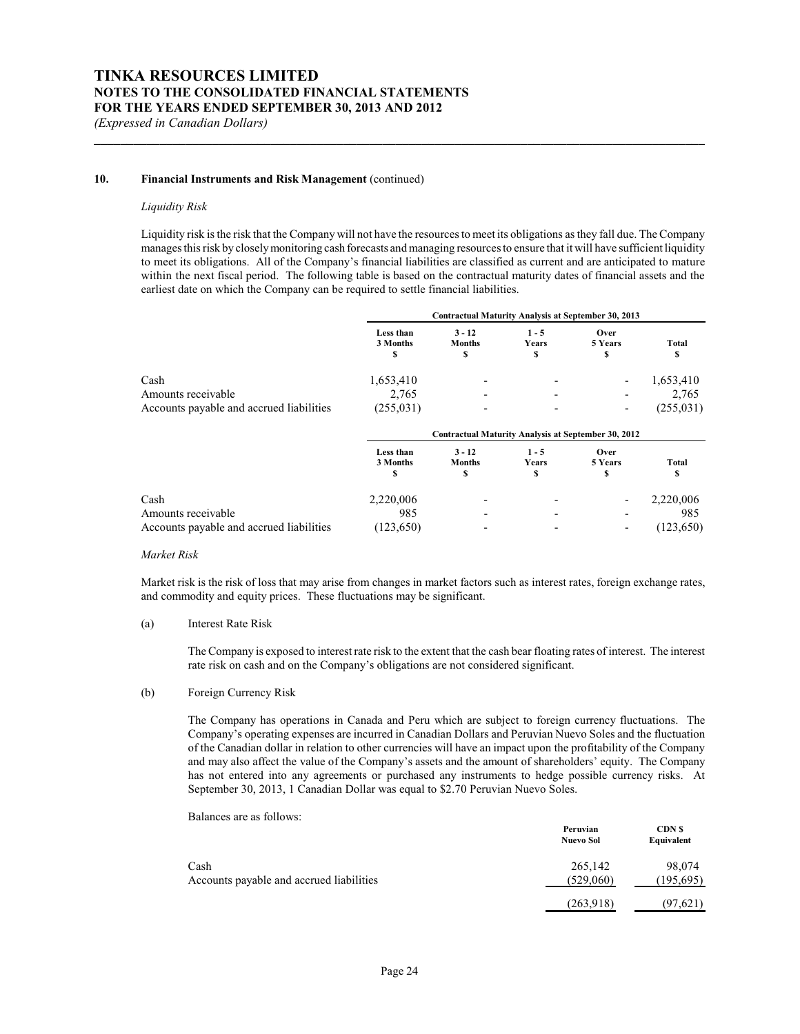# TINKA RESOURCES LIMITED
## NOTES TO THE CONSOLIDATED FINANCIAL STATEMENTS
## FOR THE YEARS ENDED SEPTEMBER 30, 2013 AND 2012
*(Expressed in Canadian Dollars)*

### 10. Financial Instruments and Risk Management (continued)

*Liquidity Risk*

Liquidity risk is the risk that the Company will not have the resources to meet its obligations as they fall due. The Company manages this risk by closely monitoring cash forecasts and managing resources to ensure that it will have sufficient liquidity to meet its obligations. All of the Company's financial liabilities are classified as current and are anticipated to mature within the next fiscal period. The following table is based on the contractual maturity dates of financial assets and the earliest date on which the Company can be required to settle financial liabilities.

| | Contractual Maturity Analysis at September 30, 2013 | | | | |
|---|---|---|---|---|---|
| | Less than 3 Months $ | 3 - 12 Months $ | 1 - 5 Years $ | Over 5 Years $ | Total $ |
| Cash | 1,653,410 | - | - | - | 1,653,410 |
| Amounts receivable | 2,765 | - | - | - | 2,765 |
| Accounts payable and accrued liabilities | (255,031) | - | - | - | (255,031) |

| | Contractual Maturity Analysis at September 30, 2012 | | | | |
|---|---|---|---|---|---|
| | Less than 3 Months $ | 3 - 12 Months $ | 1 - 5 Years $ | Over 5 Years $ | Total $ |
| Cash | 2,220,006 | - | - | - | 2,220,006 |
| Amounts receivable | 985 | - | - | - | 985 |
| Accounts payable and accrued liabilities | (123,650) | - | - | - | (123,650) |

*Market Risk*

Market risk is the risk of loss that may arise from changes in market factors such as interest rates, foreign exchange rates, and commodity and equity prices. These fluctuations may be significant.

(a) Interest Rate Risk

The Company is exposed to interest rate risk to the extent that the cash bear floating rates of interest. The interest rate risk on cash and on the Company's obligations are not considered significant.

(b) Foreign Currency Risk

The Company has operations in Canada and Peru which are subject to foreign currency fluctuations. The Company's operating expenses are incurred in Canadian Dollars and Peruvian Nuevo Soles and the fluctuation of the Canadian dollar in relation to other currencies will have an impact upon the profitability of the Company and may also affect the value of the Company's assets and the amount of shareholders' equity. The Company has not entered into any agreements or purchased any instruments to hedge possible currency risks. At September 30, 2013, 1 Canadian Dollar was equal to $2.70 Peruvian Nuevo Soles.

Balances are as follows:

| | Peruvian Nuevo Sol | CDN $ Equivalent |
|---|---|---|
| Cash | 265,142 | 98,074 |
| Accounts payable and accrued liabilities | (529,060) | (195,695) |
| | (263,918) | (97,621) |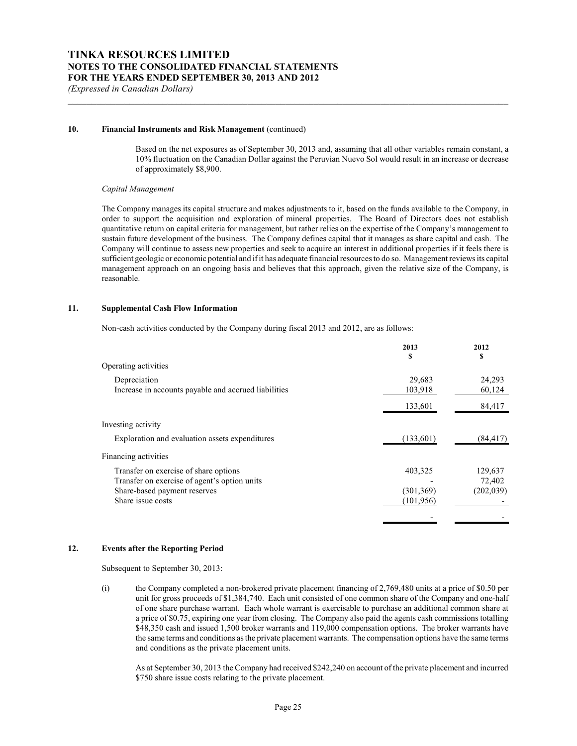# TINKA RESOURCES LIMITED
## NOTES TO THE CONSOLIDATED FINANCIAL STATEMENTS
## FOR THE YEARS ENDED SEPTEMBER 30, 2013 AND 2012
*(Expressed in Canadian Dollars)*

### 10. Financial Instruments and Risk Management (continued)

Based on the net exposures as of September 30, 2013 and, assuming that all other variables remain constant, a 10% fluctuation on the Canadian Dollar against the Peruvian Nuevo Sol would result in an increase or decrease of approximately $8,900.

*Capital Management*

The Company manages its capital structure and makes adjustments to it, based on the funds available to the Company, in order to support the acquisition and exploration of mineral properties. The Board of Directors does not establish quantitative return on capital criteria for management, but rather relies on the expertise of the Company's management to sustain future development of the business. The Company defines capital that it manages as share capital and cash. The Company will continue to assess new properties and seek to acquire an interest in additional properties if it feels there is sufficient geologic or economic potential and if it has adequate financial resources to do so. Management reviews its capital management approach on an ongoing basis and believes that this approach, given the relative size of the Company, is reasonable.

### 11. Supplemental Cash Flow Information

Non-cash activities conducted by the Company during fiscal 2013 and 2012, are as follows:

| | 2013 $ | 2012 $ |
|---|---|---|
| Operating activities | | |
| Depreciation | 29,683 | 24,293 |
| Increase in accounts payable and accrued liabilities | 103,918 | 60,124 |
| | 133,601 | 84,417 |
| Investing activity | | |
| Exploration and evaluation assets expenditures | (133,601) | (84,417) |
| Financing activities | | |
| Transfer on exercise of share options | 403,325 | 129,637 |
| Transfer on exercise of agent's option units | - | 72,402 |
| Share-based payment reserves | (301,369) | (202,039) |
| Share issue costs | (101,956) | - |
| | - | - |

### 12. Events after the Reporting Period

Subsequent to September 30, 2013:

(i) the Company completed a non-brokered private placement financing of 2,769,480 units at a price of $0.50 per unit for gross proceeds of $1,384,740. Each unit consisted of one common share of the Company and one-half of one share purchase warrant. Each whole warrant is exercisable to purchase an additional common share at a price of $0.75, expiring one year from closing. The Company also paid the agents cash commissions totalling $48,350 cash and issued 1,500 broker warrants and 119,000 compensation options. The broker warrants have the same terms and conditions as the private placement warrants. The compensation options have the same terms and conditions as the private placement units.

As at September 30, 2013 the Company had received $242,240 on account of the private placement and incurred $750 share issue costs relating to the private placement.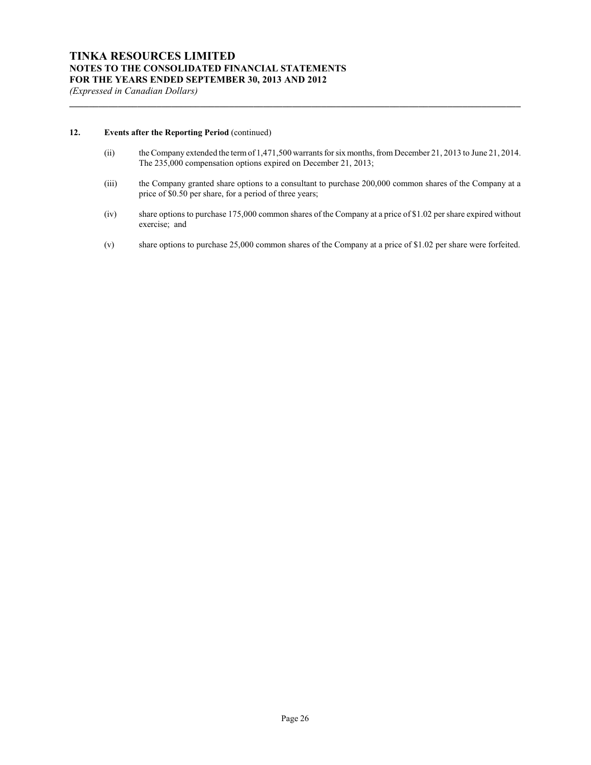## 12. Events after the Reporting Period (continued)

(ii) the Company extended the term of 1,471,500 warrants for six months, from December 21, 2013 to June 21, 2014. The 235,000 compensation options expired on December 21, 2013;

(iii) the Company granted share options to a consultant to purchase 200,000 common shares of the Company at a price of $0.50 per share, for a period of three years;

(iv) share options to purchase 175,000 common shares of the Company at a price of $1.02 per share expired without exercise; and

(v) share options to purchase 25,000 common shares of the Company at a price of $1.02 per share were forfeited.